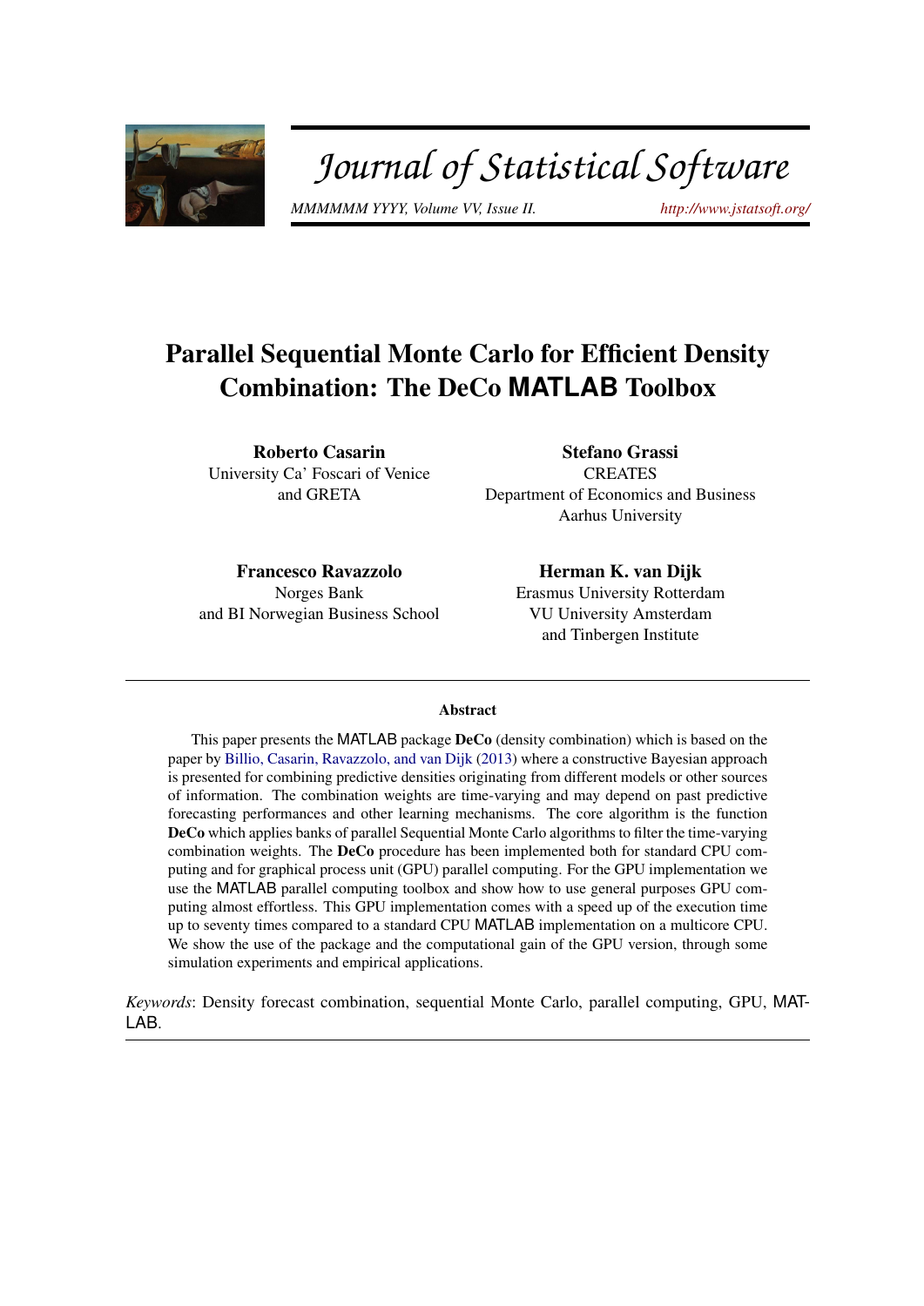# Parallel Sequential Monte Carlo for Efficient Density Combination: The DeCo MATLAB Toolbox

**Roberto Casarin**
University Ca' Foscari of Venice
and GRETA

**Stefano Grassi**
CREATES
Department of Economics and Business
Aarhus University

**Francesco Ravazzolo**
Norges Bank
and BI Norwegian Business School

**Herman K. van Dijk**
Erasmus University Rotterdam
VU University Amsterdam
and Tinbergen Institute

### Abstract

This paper presents the MATLAB package **DeCo** (density combination) which is based on the paper by Billio, Casarin, Ravazzolo, and van Dijk (2013) where a constructive Bayesian approach is presented for combining predictive densities originating from different models or other sources of information. The combination weights are time-varying and may depend on past predictive forecasting performances and other learning mechanisms. The core algorithm is the function **DeCo** which applies banks of parallel Sequential Monte Carlo algorithms to filter the time-varying combination weights. The **DeCo** procedure has been implemented both for standard CPU computing and for graphical process unit (GPU) parallel computing. For the GPU implementation we use the MATLAB parallel computing toolbox and show how to use general purposes GPU computing almost effortless. This GPU implementation comes with a speed up of the execution time up to seventy times compared to a standard CPU MATLAB implementation on a multicore CPU. We show the use of the package and the computational gain of the GPU version, through some simulation experiments and empirical applications.

*Keywords*: Density forecast combination, sequential Monte Carlo, parallel computing, GPU, MATLAB.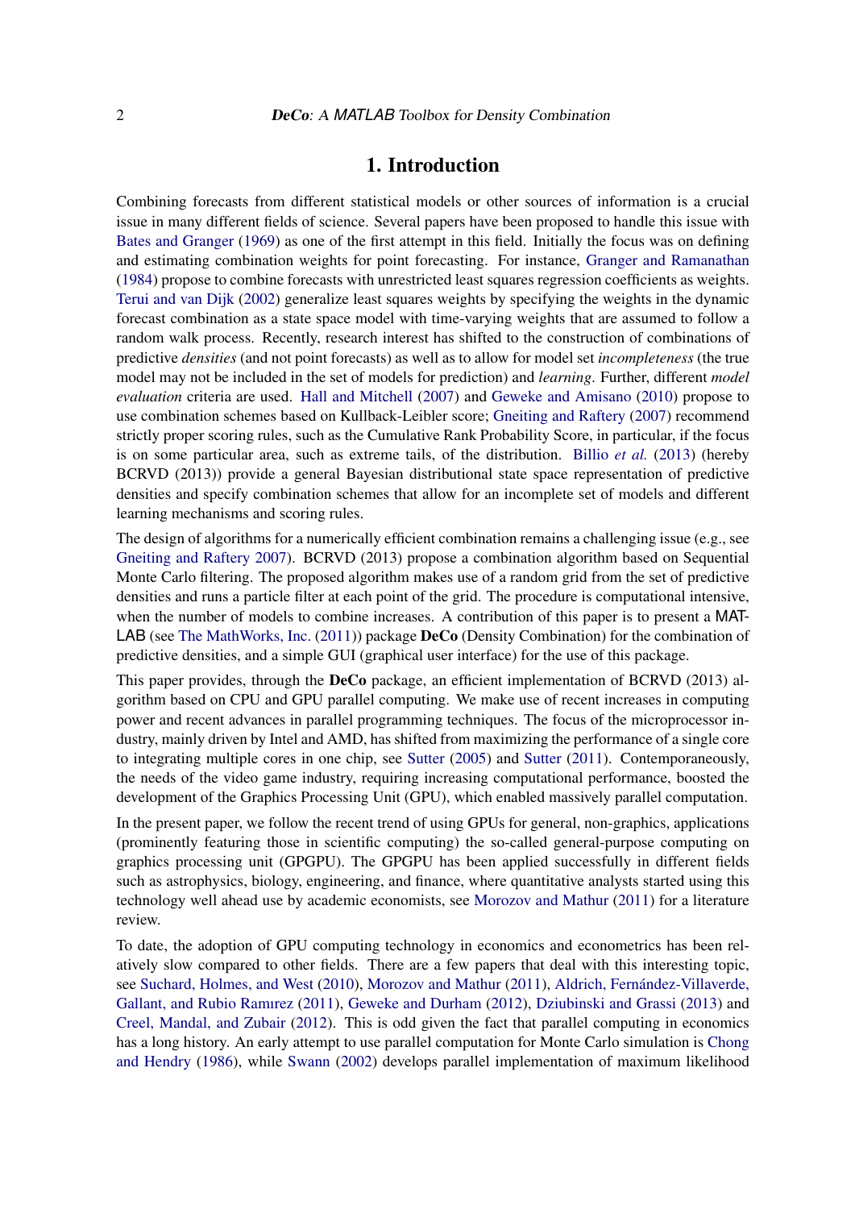# 1. Introduction

Combining forecasts from different statistical models or other sources of information is a crucial issue in many different fields of science. Several papers have been proposed to handle this issue with Bates and Granger (1969) as one of the first attempt in this field. Initially the focus was on defining and estimating combination weights for point forecasting. For instance, Granger and Ramanathan (1984) propose to combine forecasts with unrestricted least squares regression coefficients as weights. Terui and van Dijk (2002) generalize least squares weights by specifying the weights in the dynamic forecast combination as a state space model with time-varying weights that are assumed to follow a random walk process. Recently, research interest has shifted to the construction of combinations of predictive *densities* (and not point forecasts) as well as to allow for model set *incompleteness* (the true model may not be included in the set of models for prediction) and *learning*. Further, different *model evaluation* criteria are used. Hall and Mitchell (2007) and Geweke and Amisano (2010) propose to use combination schemes based on Kullback-Leibler score; Gneiting and Raftery (2007) recommend strictly proper scoring rules, such as the Cumulative Rank Probability Score, in particular, if the focus is on some particular area, such as extreme tails, of the distribution. Billio *et al.* (2013) (hereby BCRVD (2013)) provide a general Bayesian distributional state space representation of predictive densities and specify combination schemes that allow for an incomplete set of models and different learning mechanisms and scoring rules.

The design of algorithms for a numerically efficient combination remains a challenging issue (e.g., see Gneiting and Raftery 2007). BCRVD (2013) propose a combination algorithm based on Sequential Monte Carlo filtering. The proposed algorithm makes use of a random grid from the set of predictive densities and runs a particle filter at each point of the grid. The procedure is computational intensive, when the number of models to combine increases. A contribution of this paper is to present a MATLAB (see The MathWorks, Inc. (2011)) package **DeCo** (Density Combination) for the combination of predictive densities, and a simple GUI (graphical user interface) for the use of this package.

This paper provides, through the **DeCo** package, an efficient implementation of BCRVD (2013) algorithm based on CPU and GPU parallel computing. We make use of recent increases in computing power and recent advances in parallel programming techniques. The focus of the microprocessor industry, mainly driven by Intel and AMD, has shifted from maximizing the performance of a single core to integrating multiple cores in one chip, see Sutter (2005) and Sutter (2011). Contemporaneously, the needs of the video game industry, requiring increasing computational performance, boosted the development of the Graphics Processing Unit (GPU), which enabled massively parallel computation.

In the present paper, we follow the recent trend of using GPUs for general, non-graphics, applications (prominently featuring those in scientific computing) the so-called general-purpose computing on graphics processing unit (GPGPU). The GPGPU has been applied successfully in different fields such as astrophysics, biology, engineering, and finance, where quantitative analysts started using this technology well ahead use by academic economists, see Morozov and Mathur (2011) for a literature review.

To date, the adoption of GPU computing technology in economics and econometrics has been relatively slow compared to other fields. There are a few papers that deal with this interesting topic, see Suchard, Holmes, and West (2010), Morozov and Mathur (2011), Aldrich, Fernández-Villaverde, Gallant, and Rubio Ramırez (2011), Geweke and Durham (2012), Dziubinski and Grassi (2013) and Creel, Mandal, and Zubair (2012). This is odd given the fact that parallel computing in economics has a long history. An early attempt to use parallel computation for Monte Carlo simulation is Chong and Hendry (1986), while Swann (2002) develops parallel implementation of maximum likelihood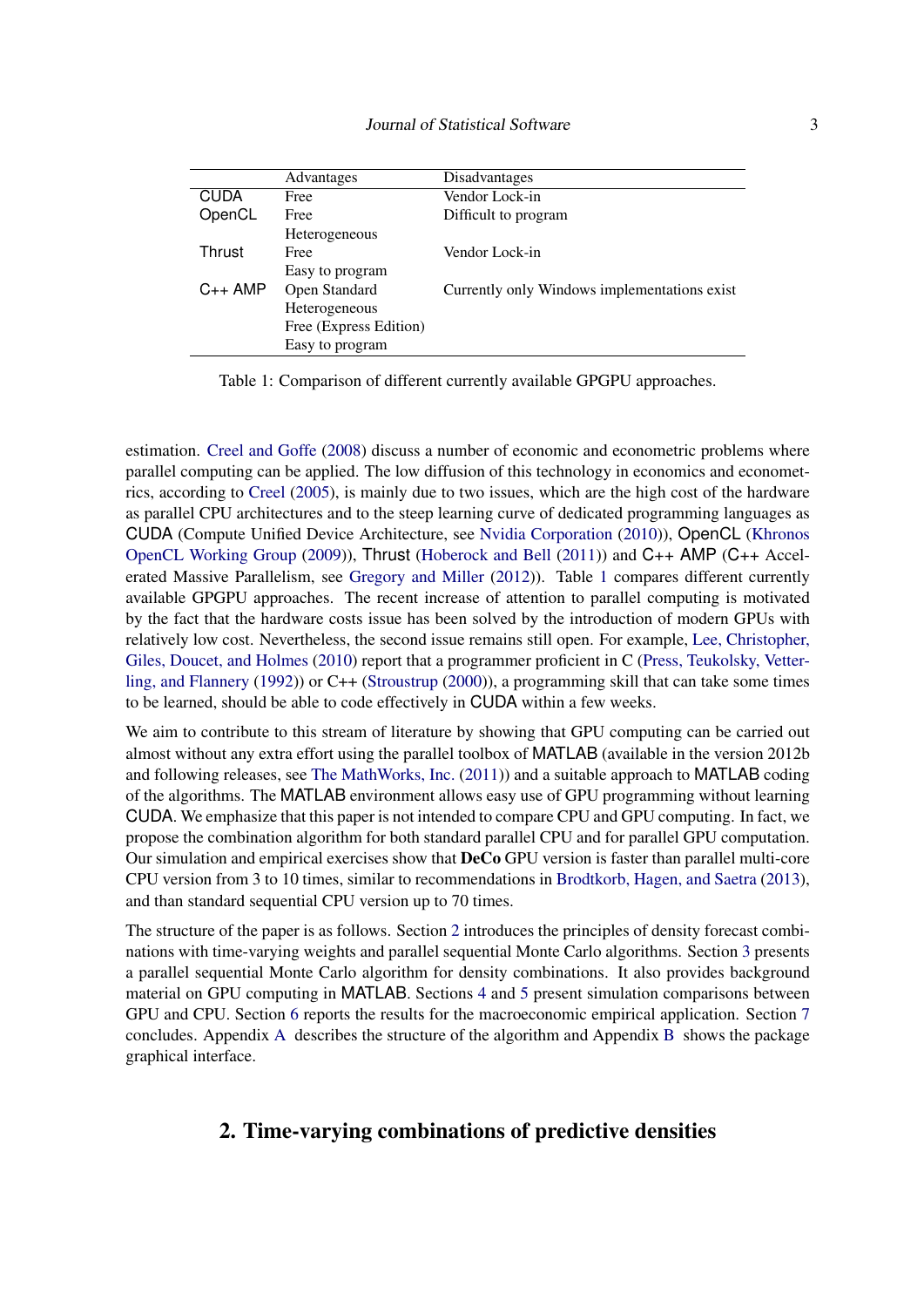|  | Advantages | Disadvantages |
|---|---|---|
| CUDA | Free | Vendor Lock-in |
| OpenCL | Free | Difficult to program |
|  | Heterogeneous |  |
| Thrust | Free | Vendor Lock-in |
|  | Easy to program |  |
| C++ AMP | Open Standard | Currently only Windows implementations exist |
|  | Heterogeneous |  |
|  | Free (Express Edition) |  |
|  | Easy to program |  |

Table 1: Comparison of different currently available GPGPU approaches.

estimation. Creel and Goffe (2008) discuss a number of economic and econometric problems where parallel computing can be applied. The low diffusion of this technology in economics and econometrics, according to Creel (2005), is mainly due to two issues, which are the high cost of the hardware as parallel CPU architectures and to the steep learning curve of dedicated programming languages as CUDA (Compute Unified Device Architecture, see Nvidia Corporation (2010)), OpenCL (Khronos OpenCL Working Group (2009)), Thrust (Hoberock and Bell (2011)) and C++ AMP (C++ Accelerated Massive Parallelism, see Gregory and Miller (2012)). Table 1 compares different currently available GPGPU approaches. The recent increase of attention to parallel computing is motivated by the fact that the hardware costs issue has been solved by the introduction of modern GPUs with relatively low cost. Nevertheless, the second issue remains still open. For example, Lee, Christopher, Giles, Doucet, and Holmes (2010) report that a programmer proficient in C (Press, Teukolsky, Vetterling, and Flannery (1992)) or C++ (Stroustrup (2000)), a programming skill that can take some times to be learned, should be able to code effectively in CUDA within a few weeks.

We aim to contribute to this stream of literature by showing that GPU computing can be carried out almost without any extra effort using the parallel toolbox of MATLAB (available in the version 2012b and following releases, see The MathWorks, Inc. (2011)) and a suitable approach to MATLAB coding of the algorithms. The MATLAB environment allows easy use of GPU programming without learning CUDA. We emphasize that this paper is not intended to compare CPU and GPU computing. In fact, we propose the combination algorithm for both standard parallel CPU and for parallel GPU computation. Our simulation and empirical exercises show that **DeCo** GPU version is faster than parallel multi-core CPU version from 3 to 10 times, similar to recommendations in Brodtkorb, Hagen, and Saetra (2013), and than standard sequential CPU version up to 70 times.

The structure of the paper is as follows. Section 2 introduces the principles of density forecast combinations with time-varying weights and parallel sequential Monte Carlo algorithms. Section 3 presents a parallel sequential Monte Carlo algorithm for density combinations. It also provides background material on GPU computing in MATLAB. Sections 4 and 5 present simulation comparisons between GPU and CPU. Section 6 reports the results for the macroeconomic empirical application. Section 7 concludes. Appendix A describes the structure of the algorithm and Appendix B shows the package graphical interface.

## 2. Time-varying combinations of predictive densities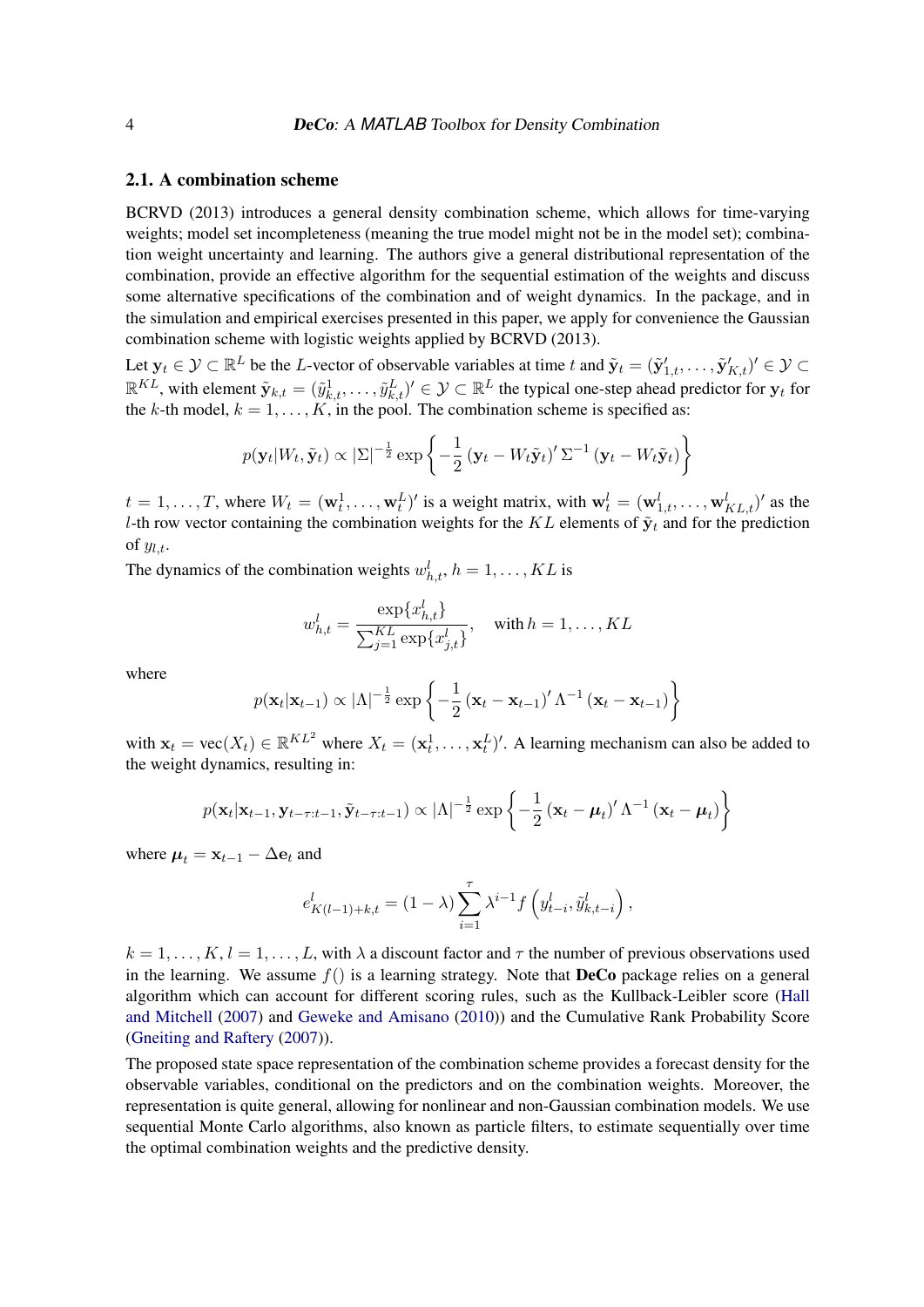## 2.1. A combination scheme

BCRVD (2013) introduces a general density combination scheme, which allows for time-varying weights; model set incompleteness (meaning the true model might not be in the model set); combination weight uncertainty and learning. The authors give a general distributional representation of the combination, provide an effective algorithm for the sequential estimation of the weights and discuss some alternative specifications of the combination and of weight dynamics. In the package, and in the simulation and empirical exercises presented in this paper, we apply for convenience the Gaussian combination scheme with logistic weights applied by BCRVD (2013).

Let $\mathbf{y}_t \in \mathcal{Y} \subset \mathbb{R}^L$ be the $L$-vector of observable variables at time $t$ and $\tilde{\mathbf{y}}_t = (\tilde{\mathbf{y}}'_{1,t}, \ldots, \tilde{\mathbf{y}}'_{K,t})' \in \mathcal{Y} \subset \mathbb{R}^{KL}$, with element $\tilde{\mathbf{y}}_{k,t} = (\tilde{y}^1_{k,t}, \ldots, \tilde{y}^L_{k,t})' \in \mathcal{Y} \subset \mathbb{R}^L$ the typical one-step ahead predictor for $\mathbf{y}_t$ for the $k$-th model, $k = 1, \ldots, K$, in the pool. The combination scheme is specified as:

$$p(\mathbf{y}_t | W_t, \tilde{\mathbf{y}}_t) \propto |\Sigma|^{-\frac{1}{2}} \exp\left\{ -\frac{1}{2} \left(\mathbf{y}_t - W_t \tilde{\mathbf{y}}_t\right)' \Sigma^{-1} \left(\mathbf{y}_t - W_t \tilde{\mathbf{y}}_t\right) \right\}$$

$t = 1, \ldots, T$, where $W_t = (\mathbf{w}^1_t, \ldots, \mathbf{w}^L_t)'$ is a weight matrix, with $\mathbf{w}^l_t = (\mathbf{w}^l_{1,t}, \ldots, \mathbf{w}^l_{KL,t})'$ as the $l$-th row vector containing the combination weights for the $KL$ elements of $\tilde{\mathbf{y}}_t$ and for the prediction of $y_{l,t}$.

The dynamics of the combination weights $w^l_{h,t}$, $h = 1, \ldots, KL$ is

$$w^l_{h,t} = \frac{\exp\{x^l_{h,t}\}}{\sum_{j=1}^{KL} \exp\{x^l_{j,t}\}}, \quad \text{with } h = 1, \ldots, KL$$

where

$$p(\mathbf{x}_t | \mathbf{x}_{t-1}) \propto |\Lambda|^{-\frac{1}{2}} \exp\left\{ -\frac{1}{2} \left(\mathbf{x}_t - \mathbf{x}_{t-1}\right)' \Lambda^{-1} \left(\mathbf{x}_t - \mathbf{x}_{t-1}\right) \right\}$$

with $\mathbf{x}_t = \mathrm{vec}(X_t) \in \mathbb{R}^{KL^2}$ where $X_t = (\mathbf{x}^1_t, \ldots, \mathbf{x}^L_t)'$. A learning mechanism can also be added to the weight dynamics, resulting in:

$$p(\mathbf{x}_t | \mathbf{x}_{t-1}, \mathbf{y}_{t-\tau:t-1}, \tilde{\mathbf{y}}_{t-\tau:t-1}) \propto |\Lambda|^{-\frac{1}{2}} \exp\left\{ -\frac{1}{2} \left(\mathbf{x}_t - \boldsymbol{\mu}_t\right)' \Lambda^{-1} \left(\mathbf{x}_t - \boldsymbol{\mu}_t\right) \right\}$$

where $\boldsymbol{\mu}_t = \mathbf{x}_{t-1} - \Delta \mathbf{e}_t$ and

$$e^l_{K(l-1)+k,t} = (1 - \lambda) \sum_{i=1}^{\tau} \lambda^{i-1} f\left(y^l_{t-i}, \tilde{y}^l_{k,t-i}\right),$$

$k = 1, \ldots, K, l = 1, \ldots, L$, with $\lambda$ a discount factor and $\tau$ the number of previous observations used in the learning. We assume $f()$ is a learning strategy. Note that **DeCo** package relies on a general algorithm which can account for different scoring rules, such as the Kullback-Leibler score (Hall and Mitchell (2007) and Geweke and Amisano (2010)) and the Cumulative Rank Probability Score (Gneiting and Raftery (2007)).

The proposed state space representation of the combination scheme provides a forecast density for the observable variables, conditional on the predictors and on the combination weights. Moreover, the representation is quite general, allowing for nonlinear and non-Gaussian combination models. We use sequential Monte Carlo algorithms, also known as particle filters, to estimate sequentially over time the optimal combination weights and the predictive density.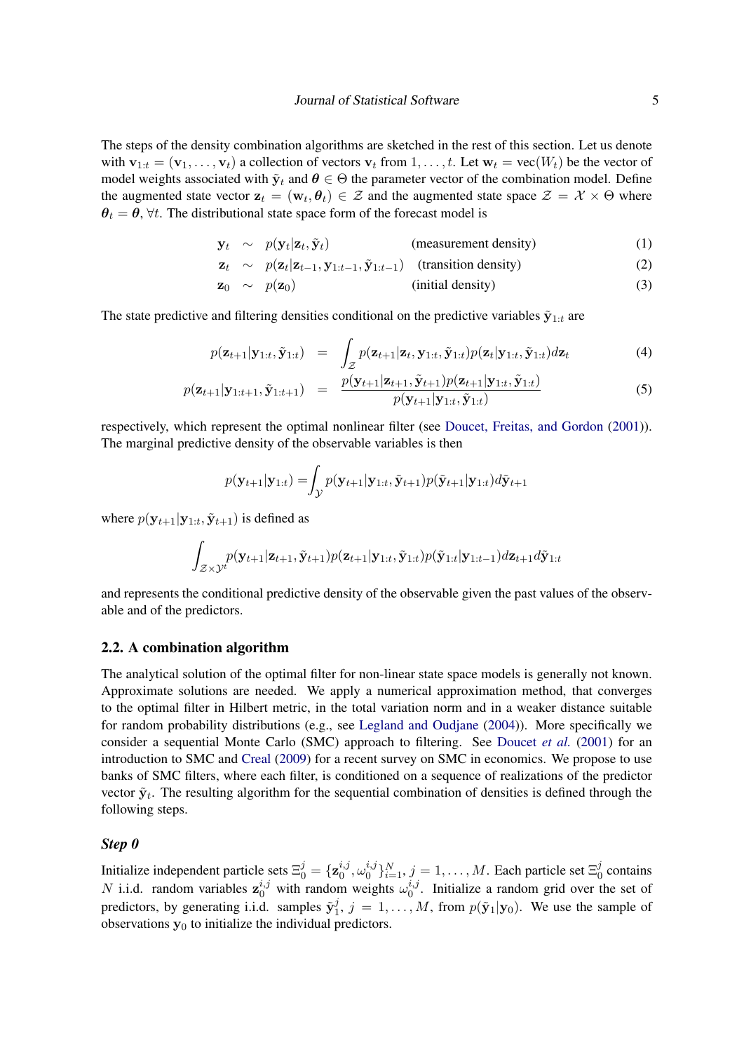The steps of the density combination algorithms are sketched in the rest of this section. Let us denote with $\mathbf{v}_{1:t} = (\mathbf{v}_1, \ldots, \mathbf{v}_t)$ a collection of vectors $\mathbf{v}_t$ from $1, \ldots, t$. Let $\mathbf{w}_t = \text{vec}(W_t)$ be the vector of model weights associated with $\tilde{\mathbf{y}}_t$ and $\boldsymbol{\theta} \in \Theta$ the parameter vector of the combination model. Define the augmented state vector $\mathbf{z}_t = (\mathbf{w}_t, \boldsymbol{\theta}_t) \in \mathcal{Z}$ and the augmented state space $\mathcal{Z} = \mathcal{X} \times \Theta$ where $\boldsymbol{\theta}_t = \boldsymbol{\theta}$, $\forall t$. The distributional state space form of the forecast model is

$$
\begin{aligned}
\mathbf{y}_t &\sim p(\mathbf{y}_t|\mathbf{z}_t, \tilde{\mathbf{y}}_t) && \text{(measurement density)} \qquad (1)\\
\mathbf{z}_t &\sim p(\mathbf{z}_t|\mathbf{z}_{t-1}, \mathbf{y}_{1:t-1}, \tilde{\mathbf{y}}_{1:t-1}) && \text{(transition density)} \qquad (2)\\
\mathbf{z}_0 &\sim p(\mathbf{z}_0) && \text{(initial density)} \qquad (3)
\end{aligned}
$$

The state predictive and filtering densities conditional on the predictive variables $\tilde{\mathbf{y}}_{1:t}$ are

$$
p(\mathbf{z}_{t+1}|\mathbf{y}_{1:t}, \tilde{\mathbf{y}}_{1:t}) = \int_{\mathcal{Z}} p(\mathbf{z}_{t+1}|\mathbf{z}_t, \mathbf{y}_{1:t}, \tilde{\mathbf{y}}_{1:t}) p(\mathbf{z}_t|\mathbf{y}_{1:t}, \tilde{\mathbf{y}}_{1:t}) d\mathbf{z}_t \qquad (4)
$$

$$
p(\mathbf{z}_{t+1}|\mathbf{y}_{1:t+1}, \tilde{\mathbf{y}}_{1:t+1}) = \frac{p(\mathbf{y}_{t+1}|\mathbf{z}_{t+1}, \tilde{\mathbf{y}}_{t+1}) p(\mathbf{z}_{t+1}|\mathbf{y}_{1:t}, \tilde{\mathbf{y}}_{1:t})}{p(\mathbf{y}_{t+1}|\mathbf{y}_{1:t}, \tilde{\mathbf{y}}_{1:t})} \qquad (5)
$$

respectively, which represent the optimal nonlinear filter (see Doucet, Freitas, and Gordon (2001)). The marginal predictive density of the observable variables is then

$$
p(\mathbf{y}_{t+1}|\mathbf{y}_{1:t}) = \int_{\mathcal{Y}} p(\mathbf{y}_{t+1}|\mathbf{y}_{1:t}, \tilde{\mathbf{y}}_{t+1}) p(\tilde{\mathbf{y}}_{t+1}|\mathbf{y}_{1:t}) d\tilde{\mathbf{y}}_{t+1}
$$

where $p(\mathbf{y}_{t+1}|\mathbf{y}_{1:t}, \tilde{\mathbf{y}}_{t+1})$ is defined as

$$
\int_{\mathcal{Z} \times \mathcal{Y}^t} p(\mathbf{y}_{t+1}|\mathbf{z}_{t+1}, \tilde{\mathbf{y}}_{t+1}) p(\mathbf{z}_{t+1}|\mathbf{y}_{1:t}, \tilde{\mathbf{y}}_{1:t}) p(\tilde{\mathbf{y}}_{1:t}|\mathbf{y}_{1:t-1}) d\mathbf{z}_{t+1} d\tilde{\mathbf{y}}_{1:t}
$$

and represents the conditional predictive density of the observable given the past values of the observable and of the predictors.

## 2.2. A combination algorithm

The analytical solution of the optimal filter for non-linear state space models is generally not known. Approximate solutions are needed. We apply a numerical approximation method, that converges to the optimal filter in Hilbert metric, in the total variation norm and in a weaker distance suitable for random probability distributions (e.g., see Legland and Oudjane (2004)). More specifically we consider a sequential Monte Carlo (SMC) approach to filtering. See Doucet *et al.* (2001) for an introduction to SMC and Creal (2009) for a recent survey on SMC in economics. We propose to use banks of SMC filters, where each filter, is conditioned on a sequence of realizations of the predictor vector $\tilde{\mathbf{y}}_t$. The resulting algorithm for the sequential combination of densities is defined through the following steps.

### *Step 0*

Initialize independent particle sets $\Xi_0^j = \{\mathbf{z}_0^{i,j}, \omega_0^{i,j}\}_{i=1}^N$, $j = 1, \ldots, M$. Each particle set $\Xi_0^j$ contains $N$ i.i.d. random variables $\mathbf{z}_0^{i,j}$ with random weights $\omega_0^{i,j}$. Initialize a random grid over the set of predictors, by generating i.i.d. samples $\tilde{\mathbf{y}}_1^j$, $j = 1, \ldots, M$, from $p(\tilde{\mathbf{y}}_1|\mathbf{y}_0)$. We use the sample of observations $\mathbf{y}_0$ to initialize the individual predictors.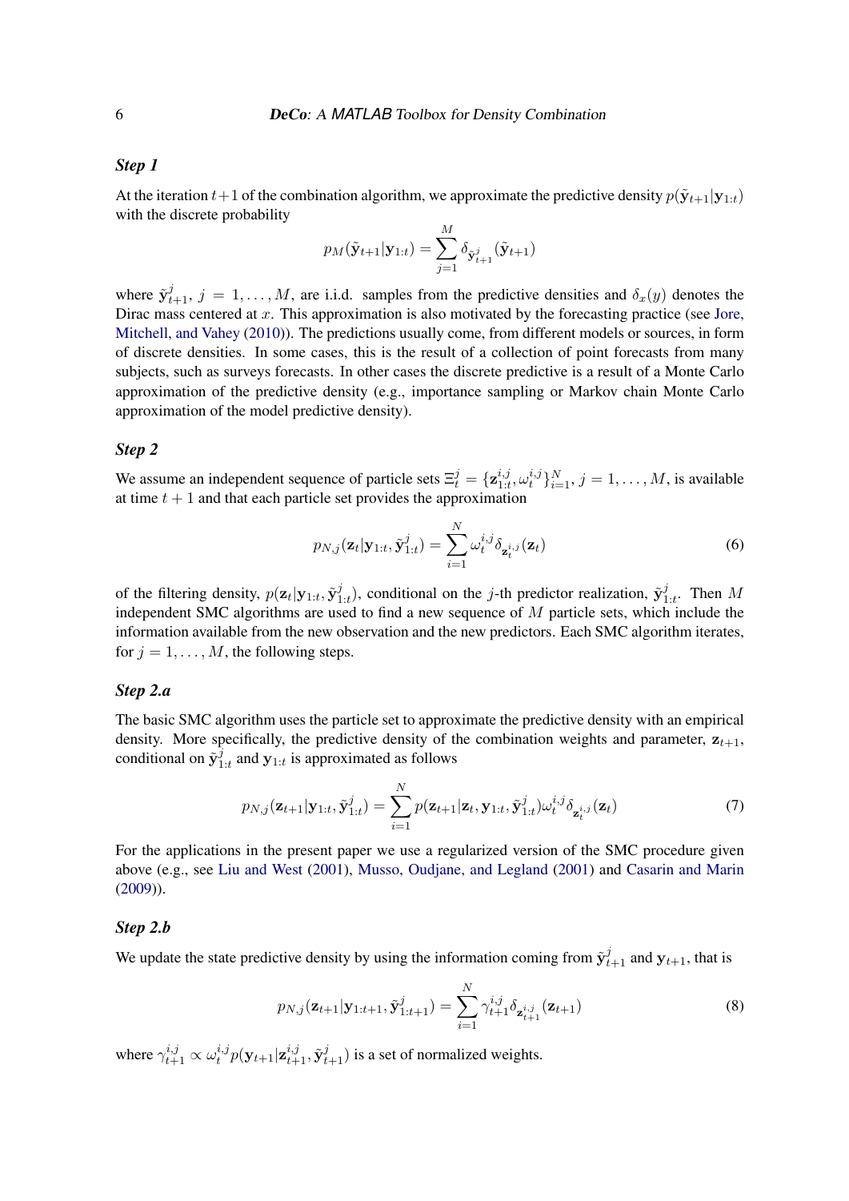### *Step 1*

At the iteration $t+1$ of the combination algorithm, we approximate the predictive density $p(\tilde{\mathbf{y}}_{t+1}|\mathbf{y}_{1:t})$ with the discrete probability

$$p_M(\tilde{\mathbf{y}}_{t+1}|\mathbf{y}_{1:t}) = \sum_{j=1}^{M} \delta_{\tilde{\mathbf{y}}_{t+1}^j}(\tilde{\mathbf{y}}_{t+1})$$

where $\tilde{\mathbf{y}}_{t+1}^j$, $j = 1, \ldots, M$, are i.i.d. samples from the predictive densities and $\delta_x(y)$ denotes the Dirac mass centered at $x$. This approximation is also motivated by the forecasting practice (see Jore, Mitchell, and Vahey (2010)). The predictions usually come, from different models or sources, in form of discrete densities. In some cases, this is the result of a collection of point forecasts from many subjects, such as surveys forecasts. In other cases the discrete predictive is a result of a Monte Carlo approximation of the predictive density (e.g., importance sampling or Markov chain Monte Carlo approximation of the model predictive density).

### *Step 2*

We assume an independent sequence of particle sets $\Xi_t^j = \{\mathbf{z}_{1:t}^{i,j}, \omega_t^{i,j}\}_{i=1}^N$, $j = 1, \ldots, M$, is available at time $t+1$ and that each particle set provides the approximation

$$p_{N,j}(\mathbf{z}_t|\mathbf{y}_{1:t}, \tilde{\mathbf{y}}_{1:t}^j) = \sum_{i=1}^{N} \omega_t^{i,j} \delta_{\mathbf{z}_t^{i,j}}(\mathbf{z}_t) \tag{6}$$

of the filtering density, $p(\mathbf{z}_t|\mathbf{y}_{1:t}, \tilde{\mathbf{y}}_{1:t}^j)$, conditional on the $j$-th predictor realization, $\tilde{\mathbf{y}}_{1:t}^j$. Then $M$ independent SMC algorithms are used to find a new sequence of $M$ particle sets, which include the information available from the new observation and the new predictors. Each SMC algorithm iterates, for $j = 1, \ldots, M$, the following steps.

### *Step 2.a*

The basic SMC algorithm uses the particle set to approximate the predictive density with an empirical density. More specifically, the predictive density of the combination weights and parameter, $\mathbf{z}_{t+1}$, conditional on $\tilde{\mathbf{y}}_{1:t}^j$ and $\mathbf{y}_{1:t}$ is approximated as follows

$$p_{N,j}(\mathbf{z}_{t+1}|\mathbf{y}_{1:t}, \tilde{\mathbf{y}}_{1:t}^j) = \sum_{i=1}^{N} p(\mathbf{z}_{t+1}|\mathbf{z}_t, \mathbf{y}_{1:t}, \tilde{\mathbf{y}}_{1:t}^j) \omega_t^{i,j} \delta_{\mathbf{z}_t^{i,j}}(\mathbf{z}_t) \tag{7}$$

For the applications in the present paper we use a regularized version of the SMC procedure given above (e.g., see Liu and West (2001), Musso, Oudjane, and Legland (2001) and Casarin and Marin (2009)).

### *Step 2.b*

We update the state predictive density by using the information coming from $\tilde{\mathbf{y}}_{t+1}^j$ and $\mathbf{y}_{t+1}$, that is

$$p_{N,j}(\mathbf{z}_{t+1}|\mathbf{y}_{1:t+1}, \tilde{\mathbf{y}}_{1:t+1}^j) = \sum_{i=1}^{N} \gamma_{t+1}^{i,j} \delta_{\mathbf{z}_{t+1}^{i,j}}(\mathbf{z}_{t+1}) \tag{8}$$

where $\gamma_{t+1}^{i,j} \propto \omega_t^{i,j} p(\mathbf{y}_{t+1}|\mathbf{z}_{t+1}^{i,j}, \tilde{\mathbf{y}}_{t+1}^j)$ is a set of normalized weights.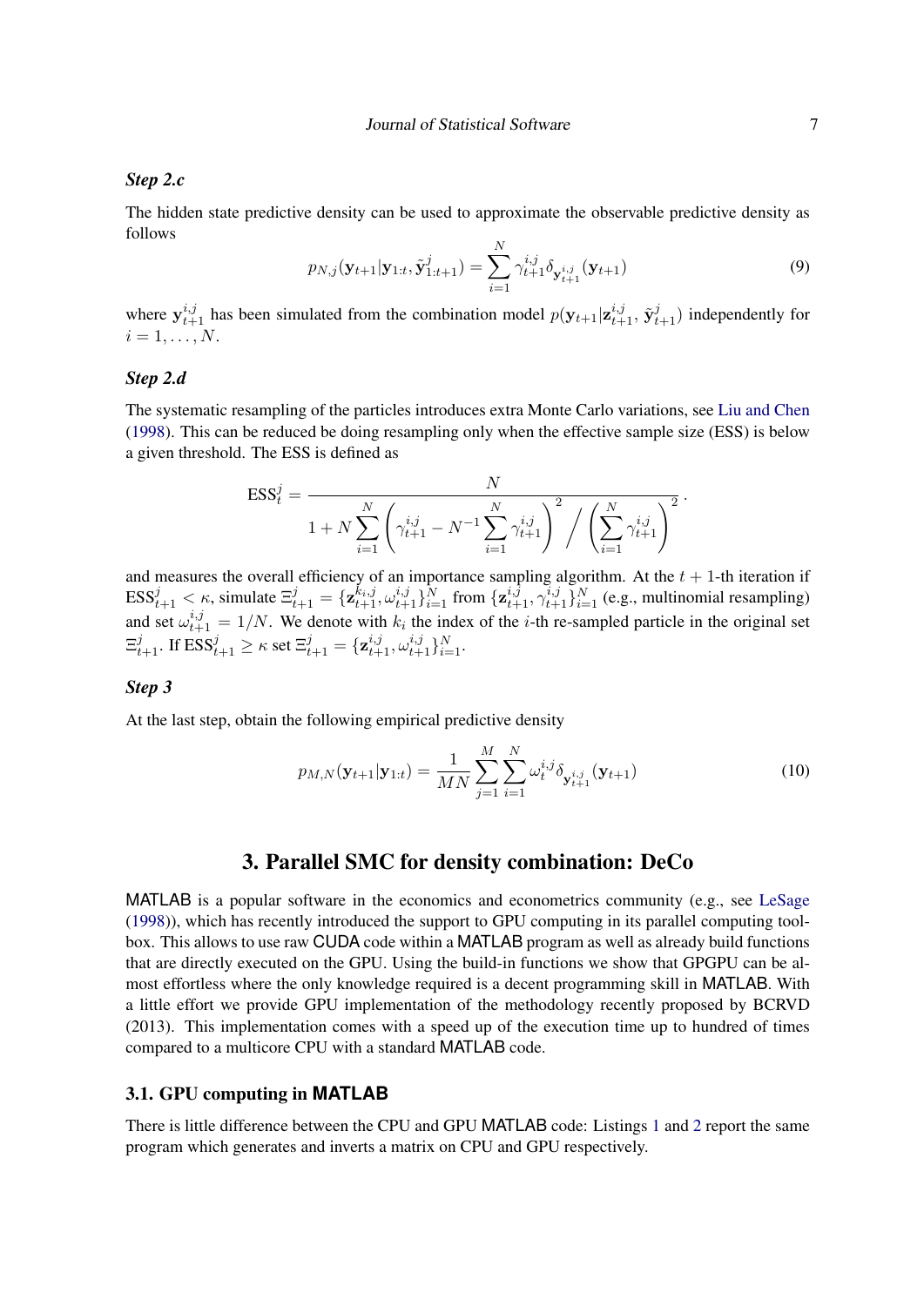#### *Step 2.c*

The hidden state predictive density can be used to approximate the observable predictive density as follows

$$p_{N,j}(\mathbf{y}_{t+1}|\mathbf{y}_{1:t}, \tilde{\mathbf{y}}^{j}_{1:t+1}) = \sum_{i=1}^{N} \gamma^{i,j}_{t+1} \delta_{\mathbf{y}^{i,j}_{t+1}}(\mathbf{y}_{t+1}) \tag{9}$$

where $\mathbf{y}^{i,j}_{t+1}$ has been simulated from the combination model $p(\mathbf{y}_{t+1}|\mathbf{z}^{i,j}_{t+1}, \tilde{\mathbf{y}}^{j}_{t+1})$ independently for $i = 1, \ldots, N$.

#### *Step 2.d*

The systematic resampling of the particles introduces extra Monte Carlo variations, see Liu and Chen (1998). This can be reduced be doing resampling only when the effective sample size (ESS) is below a given threshold. The ESS is defined as

$$\mathrm{ESS}^{j}_{t} = \frac{N}{1 + N \sum_{i=1}^{N} \left( \gamma^{i,j}_{t+1} - N^{-1} \sum_{i=1}^{N} \gamma^{i,j}_{t+1} \right)^{2} \Big/ \left( \sum_{i=1}^{N} \gamma^{i,j}_{t+1} \right)^{2}} .$$

and measures the overall efficiency of an importance sampling algorithm. At the $t+1$-th iteration if $\mathrm{ESS}^{j}_{t+1} < \kappa$, simulate $\Xi^{j}_{t+1} = \{\mathbf{z}^{k_i,j}_{t+1}, \omega^{i,j}_{t+1}\}^{N}_{i=1}$ from $\{\mathbf{z}^{i,j}_{t+1}, \gamma^{i,j}_{t+1}\}^{N}_{i=1}$ (e.g., multinomial resampling) and set $\omega^{i,j}_{t+1} = 1/N$. We denote with $k_i$ the index of the $i$-th re-sampled particle in the original set $\Xi^{j}_{t+1}$. If $\mathrm{ESS}^{j}_{t+1} \geq \kappa$ set $\Xi^{j}_{t+1} = \{\mathbf{z}^{i,j}_{t+1}, \omega^{i,j}_{t+1}\}^{N}_{i=1}$.

#### *Step 3*

At the last step, obtain the following empirical predictive density

$$p_{M,N}(\mathbf{y}_{t+1}|\mathbf{y}_{1:t}) = \frac{1}{MN} \sum_{j=1}^{M} \sum_{i=1}^{N} \omega^{i,j}_{t} \delta_{\mathbf{y}^{i,j}_{t+1}}(\mathbf{y}_{t+1}) \tag{10}$$

## 3. Parallel SMC for density combination: DeCo

MATLAB is a popular software in the economics and econometrics community (e.g., see LeSage (1998)), which has recently introduced the support to GPU computing in its parallel computing toolbox. This allows to use raw CUDA code within a MATLAB program as well as already build functions that are directly executed on the GPU. Using the build-in functions we show that GPGPU can be almost effortless where the only knowledge required is a decent programming skill in MATLAB. With a little effort we provide GPU implementation of the methodology recently proposed by BCRVD (2013). This implementation comes with a speed up of the execution time up to hundred of times compared to a multicore CPU with a standard MATLAB code.

### 3.1. GPU computing in MATLAB

There is little difference between the CPU and GPU MATLAB code: Listings 1 and 2 report the same program which generates and inverts a matrix on CPU and GPU respectively.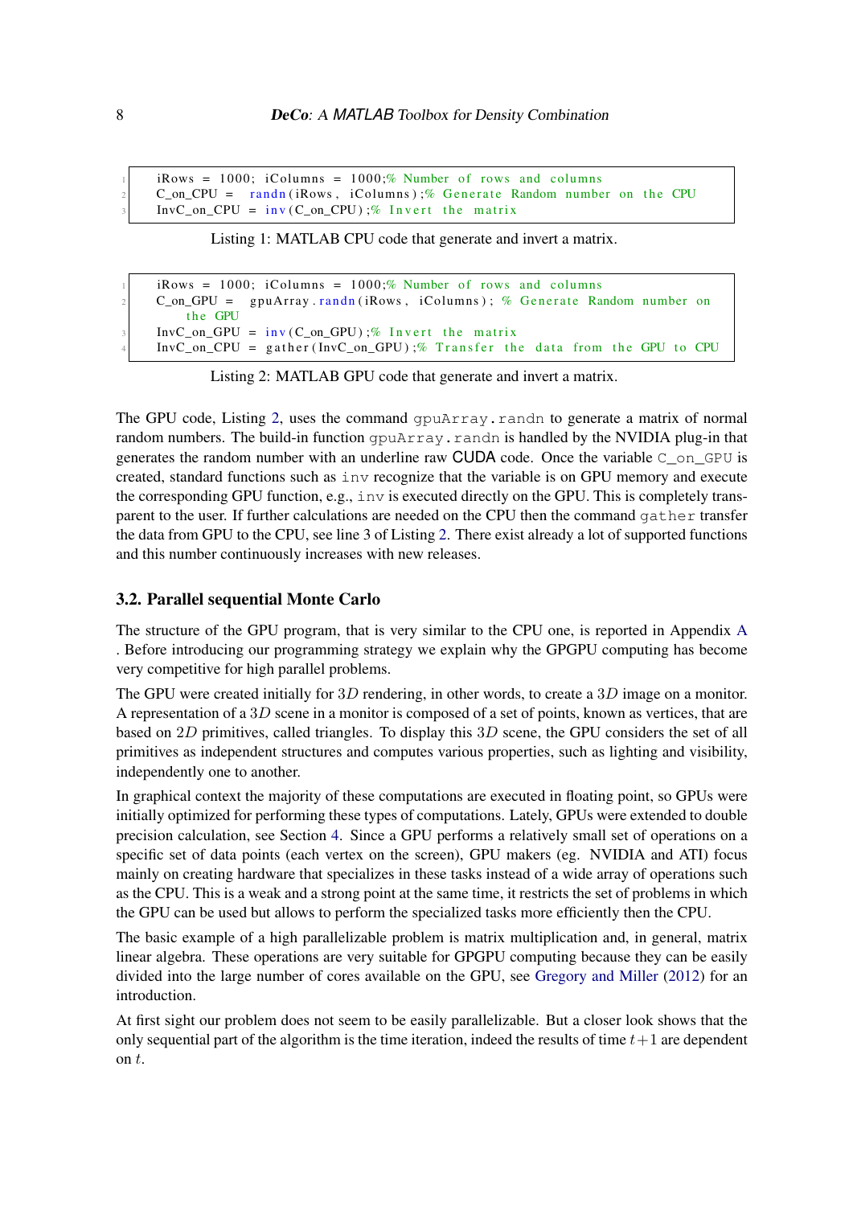```
iRows = 1000; iColumns = 1000;% Number of rows and columns
C_on_CPU =  randn(iRows, iColumns);% Generate Random number on the CPU
InvC_on_CPU = inv(C_on_CPU);% Invert the matrix
```

Listing 1: MATLAB CPU code that generate and invert a matrix.

```
iRows = 1000; iColumns = 1000;% Number of rows and columns
C_on_GPU =  gpuArray.randn(iRows, iColumns); % Generate Random number on
    the GPU
InvC_on_GPU = inv(C_on_GPU);% Invert the matrix
InvC_on_CPU = gather(InvC_on_GPU);% Transfer the data from the GPU to CPU
```

Listing 2: MATLAB GPU code that generate and invert a matrix.

The GPU code, Listing 2, uses the command `gpuArray.randn` to generate a matrix of normal random numbers. The build-in function `gpuArray.randn` is handled by the NVIDIA plug-in that generates the random number with an underline raw CUDA code. Once the variable `C_on_GPU` is created, standard functions such as `inv` recognize that the variable is on GPU memory and execute the corresponding GPU function, e.g., `inv` is executed directly on the GPU. This is completely transparent to the user. If further calculations are needed on the CPU then the command `gather` transfer the data from GPU to the CPU, see line 3 of Listing 2. There exist already a lot of supported functions and this number continuously increases with new releases.

### 3.2. Parallel sequential Monte Carlo

The structure of the GPU program, that is very similar to the CPU one, is reported in Appendix A . Before introducing our programming strategy we explain why the GPGPU computing has become very competitive for high parallel problems.

The GPU were created initially for $3D$ rendering, in other words, to create a $3D$ image on a monitor. A representation of a $3D$ scene in a monitor is composed of a set of points, known as vertices, that are based on $2D$ primitives, called triangles. To display this $3D$ scene, the GPU considers the set of all primitives as independent structures and computes various properties, such as lighting and visibility, independently one to another.

In graphical context the majority of these computations are executed in floating point, so GPUs were initially optimized for performing these types of computations. Lately, GPUs were extended to double precision calculation, see Section 4. Since a GPU performs a relatively small set of operations on a specific set of data points (each vertex on the screen), GPU makers (eg. NVIDIA and ATI) focus mainly on creating hardware that specializes in these tasks instead of a wide array of operations such as the CPU. This is a weak and a strong point at the same time, it restricts the set of problems in which the GPU can be used but allows to perform the specialized tasks more efficiently then the CPU.

The basic example of a high parallelizable problem is matrix multiplication and, in general, matrix linear algebra. These operations are very suitable for GPGPU computing because they can be easily divided into the large number of cores available on the GPU, see Gregory and Miller (2012) for an introduction.

At first sight our problem does not seem to be easily parallelizable. But a closer look shows that the only sequential part of the algorithm is the time iteration, indeed the results of time $t+1$ are dependent on $t$.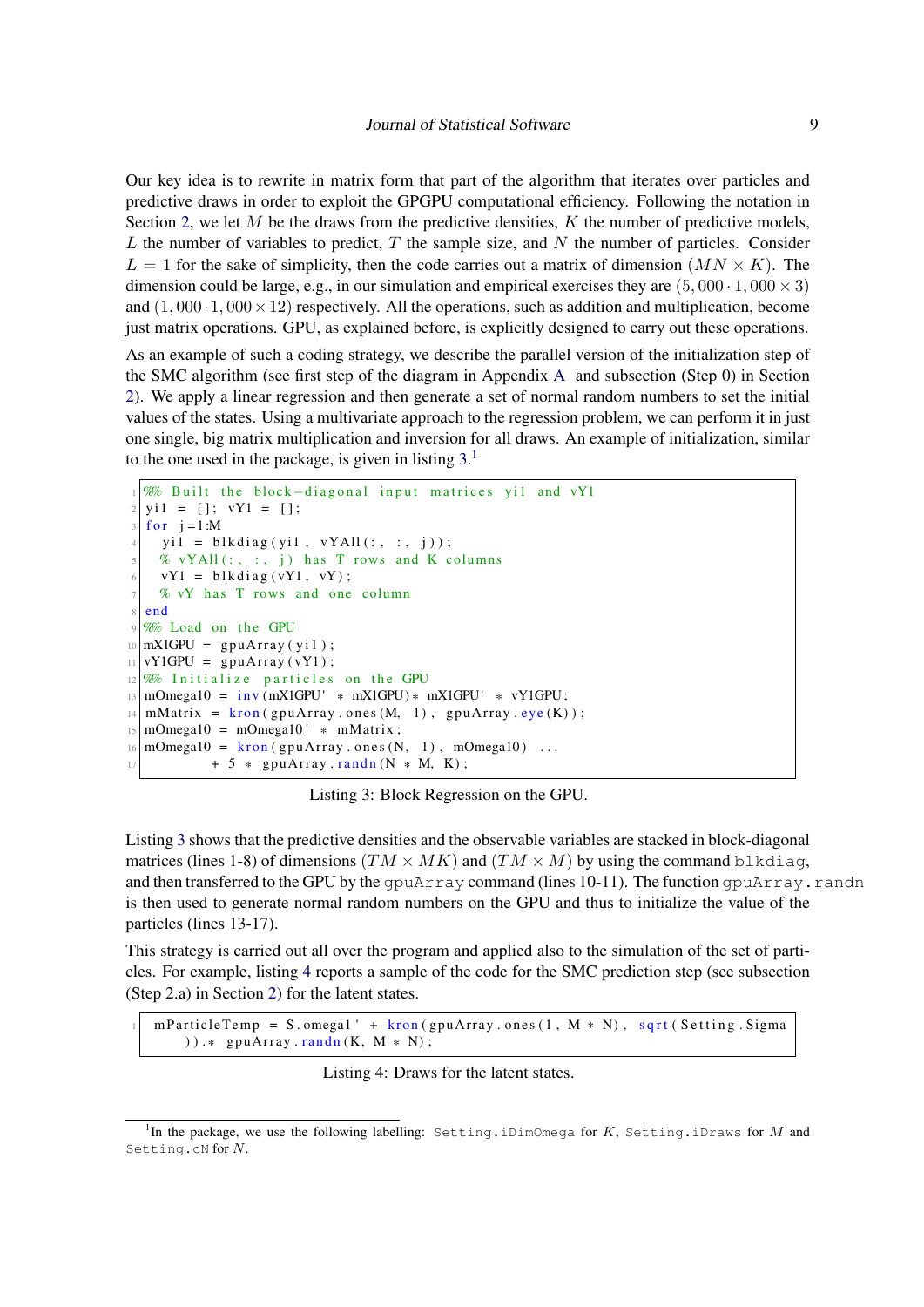Our key idea is to rewrite in matrix form that part of the algorithm that iterates over particles and predictive draws in order to exploit the GPGPU computational efficiency. Following the notation in Section 2, we let $M$ be the draws from the predictive densities, $K$ the number of predictive models, $L$ the number of variables to predict, $T$ the sample size, and $N$ the number of particles. Consider $L = 1$ for the sake of simplicity, then the code carries out a matrix of dimension $(MN \times K)$. The dimension could be large, e.g., in our simulation and empirical exercises they are $(5,000 \cdot 1,000 \times 3)$ and $(1,000 \cdot 1,000 \times 12)$ respectively. All the operations, such as addition and multiplication, become just matrix operations. GPU, as explained before, is explicitly designed to carry out these operations.

As an example of such a coding strategy, we describe the parallel version of the initialization step of the SMC algorithm (see first step of the diagram in Appendix A and subsection (Step 0) in Section 2). We apply a linear regression and then generate a set of normal random numbers to set the initial values of the states. Using a multivariate approach to the regression problem, we can perform it in just one single, big matrix multiplication and inversion for all draws. An example of initialization, similar to the one used in the package, is given in listing 3.[1]

```
%% Built the block-diagonal input matrices yi1 and vY1
yi1 = []; vY1 = [];
for j=1:M
  yi1 = blkdiag(yi1, vYAll(:, :, j));
  % vYAll(:, :, j) has T rows and K columns
  vY1 = blkdiag(vY1, vY);
  % vY has T rows and one column
end
%% Load on the GPU
mX1GPU = gpuArray(yi1);
vY1GPU = gpuArray(vY1);
%% Initialize particles on the GPU
mOmega10 = inv(mX1GPU' * mX1GPU)* mX1GPU' * vY1GPU;
mMatrix = kron(gpuArray.ones(M, 1), gpuArray.eye(K));
mOmega10 = mOmega10' * mMatrix;
mOmega10 = kron(gpuArray.ones(N, 1), mOmega10) ...
         + 5 * gpuArray.randn(N * M, K);
```

Listing 3: Block Regression on the GPU.

Listing 3 shows that the predictive densities and the observable variables are stacked in block-diagonal matrices (lines 1-8) of dimensions $(TM \times MK)$ and $(TM \times M)$ by using the command `blkdiag`, and then transferred to the GPU by the `gpuArray` command (lines 10-11). The function `gpuArray.randn` is then used to generate normal random numbers on the GPU and thus to initialize the value of the particles (lines 13-17).

This strategy is carried out all over the program and applied also to the simulation of the set of particles. For example, listing 4 reports a sample of the code for the SMC prediction step (see subsection (Step 2.a) in Section 2) for the latent states.

```
mParticleTemp = S.omega1' + kron(gpuArray.ones(1, M * N), sqrt(Setting.Sigma
    )).* gpuArray.randn(K, M * N);
```

Listing 4: Draws for the latent states.

[1] In the package, we use the following labelling: `Setting.iDimOmega` for $K$, `Setting.iDraws` for $M$ and `Setting.cN` for $N$.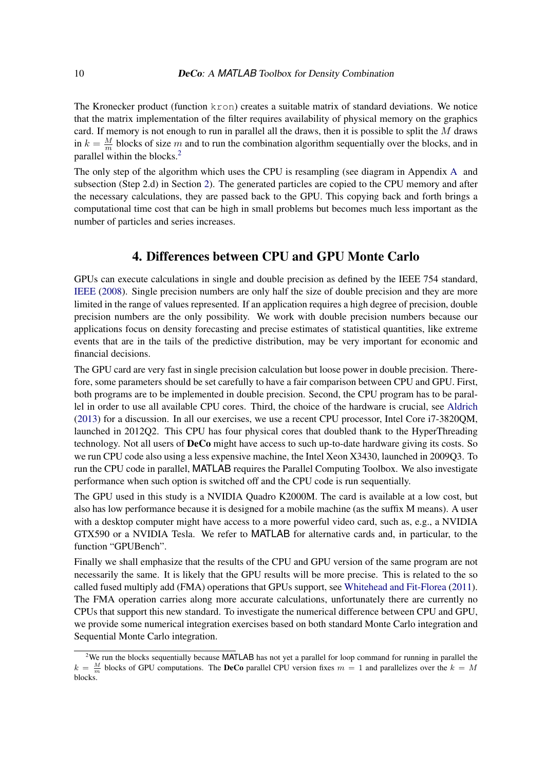The Kronecker product (function kron) creates a suitable matrix of standard deviations. We notice that the matrix implementation of the filter requires availability of physical memory on the graphics card. If memory is not enough to run in parallel all the draws, then it is possible to split the $M$ draws in $k = \frac{M}{m}$ blocks of size $m$ and to run the combination algorithm sequentially over the blocks, and in parallel within the blocks.[2]

The only step of the algorithm which uses the CPU is resampling (see diagram in Appendix A and subsection (Step 2.d) in Section 2). The generated particles are copied to the CPU memory and after the necessary calculations, they are passed back to the GPU. This copying back and forth brings a computational time cost that can be high in small problems but becomes much less important as the number of particles and series increases.

## 4. Differences between CPU and GPU Monte Carlo

GPUs can execute calculations in single and double precision as defined by the IEEE 754 standard, IEEE (2008). Single precision numbers are only half the size of double precision and they are more limited in the range of values represented. If an application requires a high degree of precision, double precision numbers are the only possibility. We work with double precision numbers because our applications focus on density forecasting and precise estimates of statistical quantities, like extreme events that are in the tails of the predictive distribution, may be very important for economic and financial decisions.

The GPU card are very fast in single precision calculation but loose power in double precision. Therefore, some parameters should be set carefully to have a fair comparison between CPU and GPU. First, both programs are to be implemented in double precision. Second, the CPU program has to be parallel in order to use all available CPU cores. Third, the choice of the hardware is crucial, see Aldrich (2013) for a discussion. In all our exercises, we use a recent CPU processor, Intel Core i7-3820QM, launched in 2012Q2. This CPU has four physical cores that doubled thank to the HyperThreading technology. Not all users of **DeCo** might have access to such up-to-date hardware giving its costs. So we run CPU code also using a less expensive machine, the Intel Xeon X3430, launched in 2009Q3. To run the CPU code in parallel, MATLAB requires the Parallel Computing Toolbox. We also investigate performance when such option is switched off and the CPU code is run sequentially.

The GPU used in this study is a NVIDIA Quadro K2000M. The card is available at a low cost, but also has low performance because it is designed for a mobile machine (as the suffix M means). A user with a desktop computer might have access to a more powerful video card, such as, e.g., a NVIDIA GTX590 or a NVIDIA Tesla. We refer to MATLAB for alternative cards and, in particular, to the function "GPUBench".

Finally we shall emphasize that the results of the CPU and GPU version of the same program are not necessarily the same. It is likely that the GPU results will be more precise. This is related to the so called fused multiply add (FMA) operations that GPUs support, see Whitehead and Fit-Florea (2011). The FMA operation carries along more accurate calculations, unfortunately there are currently no CPUs that support this new standard. To investigate the numerical difference between CPU and GPU, we provide some numerical integration exercises based on both standard Monte Carlo integration and Sequential Monte Carlo integration.

---

[2] We run the blocks sequentially because MATLAB has not yet a parallel for loop command for running in parallel the $k = \frac{M}{m}$ blocks of GPU computations. The **DeCo** parallel CPU version fixes $m = 1$ and parallelizes over the $k = M$ blocks.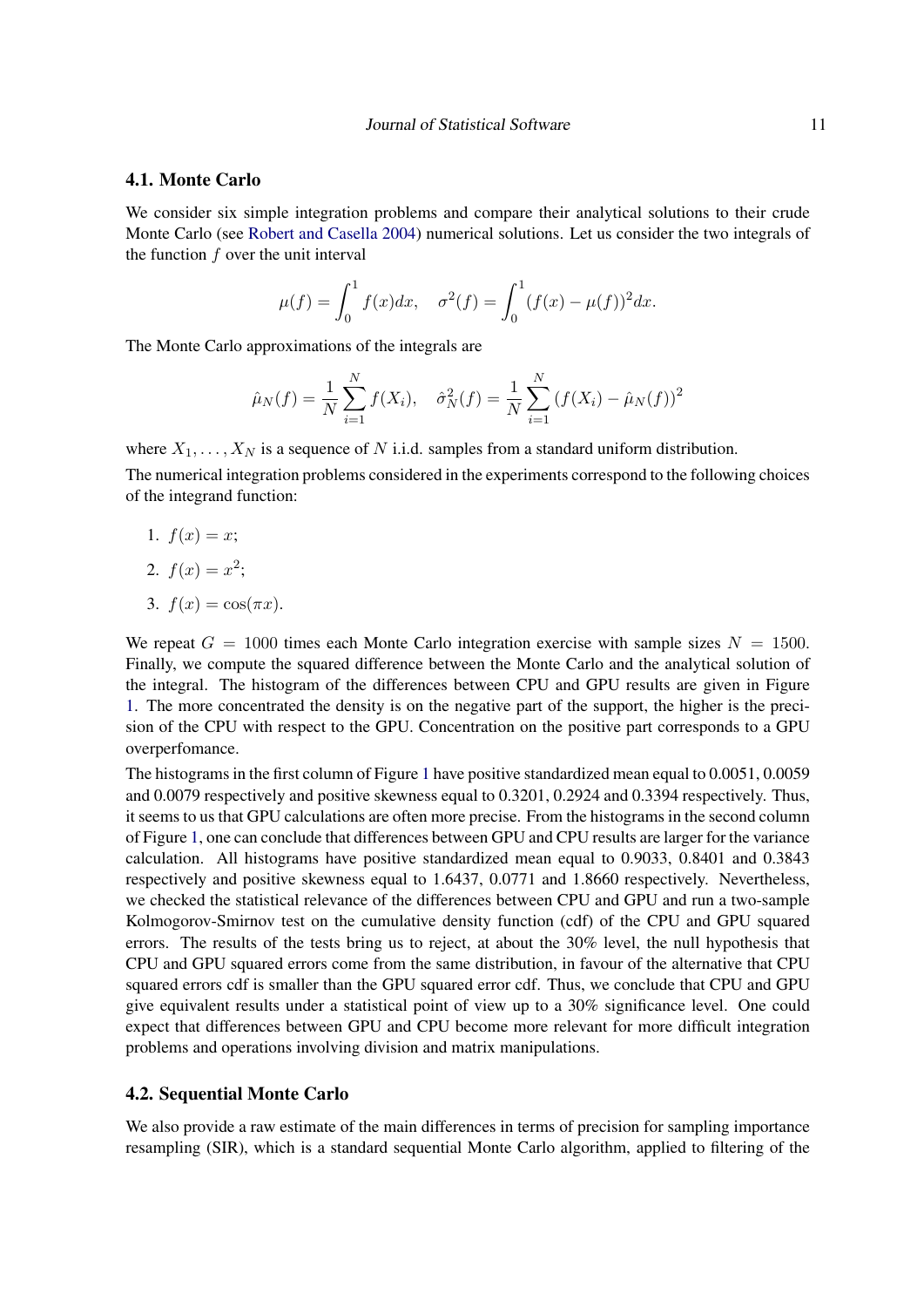### 4.1. Monte Carlo

We consider six simple integration problems and compare their analytical solutions to their crude Monte Carlo (see Robert and Casella 2004) numerical solutions. Let us consider the two integrals of the function $f$ over the unit interval

$$\mu(f) = \int_0^1 f(x)dx, \quad \sigma^2(f) = \int_0^1 (f(x) - \mu(f))^2 dx.$$

The Monte Carlo approximations of the integrals are

$$\hat{\mu}_N(f) = \frac{1}{N}\sum_{i=1}^{N} f(X_i), \quad \hat{\sigma}^2_N(f) = \frac{1}{N}\sum_{i=1}^{N}(f(X_i) - \hat{\mu}_N(f))^2$$

where $X_1, \ldots, X_N$ is a sequence of $N$ i.i.d. samples from a standard uniform distribution.

The numerical integration problems considered in the experiments correspond to the following choices of the integrand function:

1. $f(x) = x$;
2. $f(x) = x^2$;
3. $f(x) = \cos(\pi x)$.

We repeat $G = 1000$ times each Monte Carlo integration exercise with sample sizes $N = 1500$. Finally, we compute the squared difference between the Monte Carlo and the analytical solution of the integral. The histogram of the differences between CPU and GPU results are given in Figure 1. The more concentrated the density is on the negative part of the support, the higher is the precision of the CPU with respect to the GPU. Concentration on the positive part corresponds to a GPU overperfomance.

The histograms in the first column of Figure 1 have positive standardized mean equal to 0.0051, 0.0059 and 0.0079 respectively and positive skewness equal to 0.3201, 0.2924 and 0.3394 respectively. Thus, it seems to us that GPU calculations are often more precise. From the histograms in the second column of Figure 1, one can conclude that differences between GPU and CPU results are larger for the variance calculation. All histograms have positive standardized mean equal to 0.9033, 0.8401 and 0.3843 respectively and positive skewness equal to 1.6437, 0.0771 and 1.8660 respectively. Nevertheless, we checked the statistical relevance of the differences between CPU and GPU and run a two-sample Kolmogorov-Smirnov test on the cumulative density function (cdf) of the CPU and GPU squared errors. The results of the tests bring us to reject, at about the 30% level, the null hypothesis that CPU and GPU squared errors come from the same distribution, in favour of the alternative that CPU squared errors cdf is smaller than the GPU squared error cdf. Thus, we conclude that CPU and GPU give equivalent results under a statistical point of view up to a 30% significance level. One could expect that differences between GPU and CPU become more relevant for more difficult integration problems and operations involving division and matrix manipulations.

### 4.2. Sequential Monte Carlo

We also provide a raw estimate of the main differences in terms of precision for sampling importance resampling (SIR), which is a standard sequential Monte Carlo algorithm, applied to filtering of the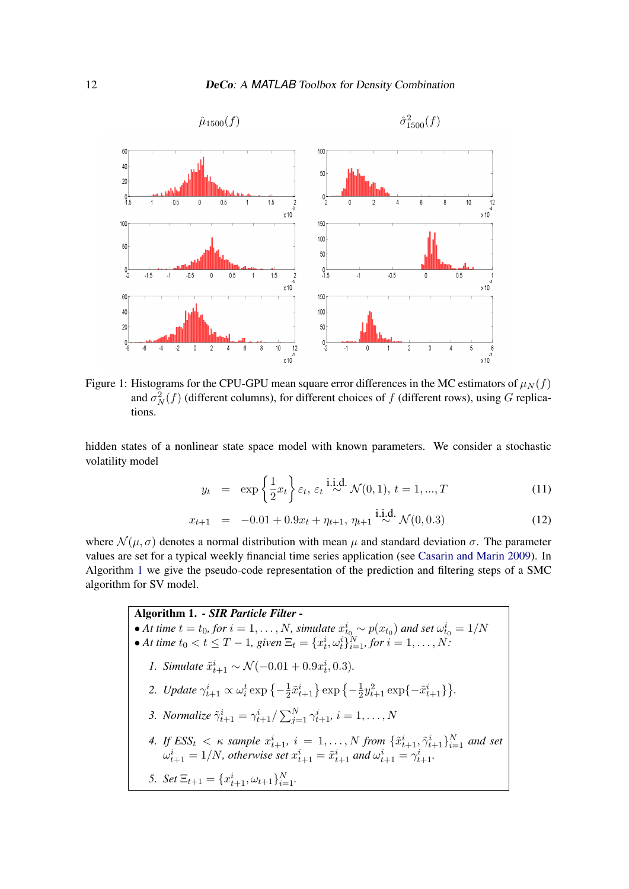Figure 1: Histograms for the CPU-GPU mean square error differences in the MC estimators of $\mu_N(f)$ and $\sigma^2_N(f)$ (different columns), for different choices of $f$ (different rows), using $G$ replications.

hidden states of a nonlinear state space model with known parameters. We consider a stochastic volatility model

$$y_t = \exp\left\{\frac{1}{2}x_t\right\}\varepsilon_t,\ \varepsilon_t \overset{\text{i.i.d.}}{\sim} \mathcal{N}(0,1),\ t=1,...,T \tag{11}$$

$$x_{t+1} = -0.01 + 0.9x_t + \eta_{t+1},\ \eta_{t+1} \overset{\text{i.i.d.}}{\sim} \mathcal{N}(0,0.3) \tag{12}$$

where $\mathcal{N}(\mu,\sigma)$ denotes a normal distribution with mean $\mu$ and standard deviation $\sigma$. The parameter values are set for a typical weekly financial time series application (see Casarin and Marin 2009). In Algorithm 1 we give the pseudo-code representation of the prediction and filtering steps of a SMC algorithm for SV model.

**Algorithm 1.** ***- SIR Particle Filter -***

- *At time $t = t_0$, for $i = 1,\dots,N$, simulate $x^i_{t_0} \sim p(x_{t_0})$ and set $\omega^i_{t_0} = 1/N$*
- *At time $t_0 < t \leq T-1$, given $\Xi_t = \{x^i_t, \omega^i_t\}_{i=1}^N$, for $i = 1,\dots,N$:*

1. *Simulate $\tilde{x}^i_{t+1} \sim \mathcal{N}(-0.01 + 0.9x^i_t, 0.3)$.*
2. *Update $\gamma^i_{t+1} \propto \omega^t_i \exp\left\{-\frac{1}{2}\tilde{x}^i_{t+1}\right\}\exp\left\{-\frac{1}{2}y^2_{t+1}\exp\{-\tilde{x}^i_{t+1}\}\right\}$.*
3. *Normalize $\tilde{\gamma}^i_{t+1} = \gamma^i_{t+1}/\sum_{j=1}^N \gamma^i_{t+1}$, $i = 1,\dots,N$*
4. *If $ESS_t < \kappa$ sample $x^i_{t+1}$, $i = 1,\dots,N$ from $\{\tilde{x}^i_{t+1}, \tilde{\gamma}^i_{t+1}\}_{i=1}^N$ and set $\omega^i_{t+1} = 1/N$, otherwise set $x^i_{t+1} = \tilde{x}^i_{t+1}$ and $\omega^i_{t+1} = \gamma^i_{t+1}$.*
5. *Set $\Xi_{t+1} = \{x^i_{t+1}, \omega_{t+1}\}_{i=1}^N$.*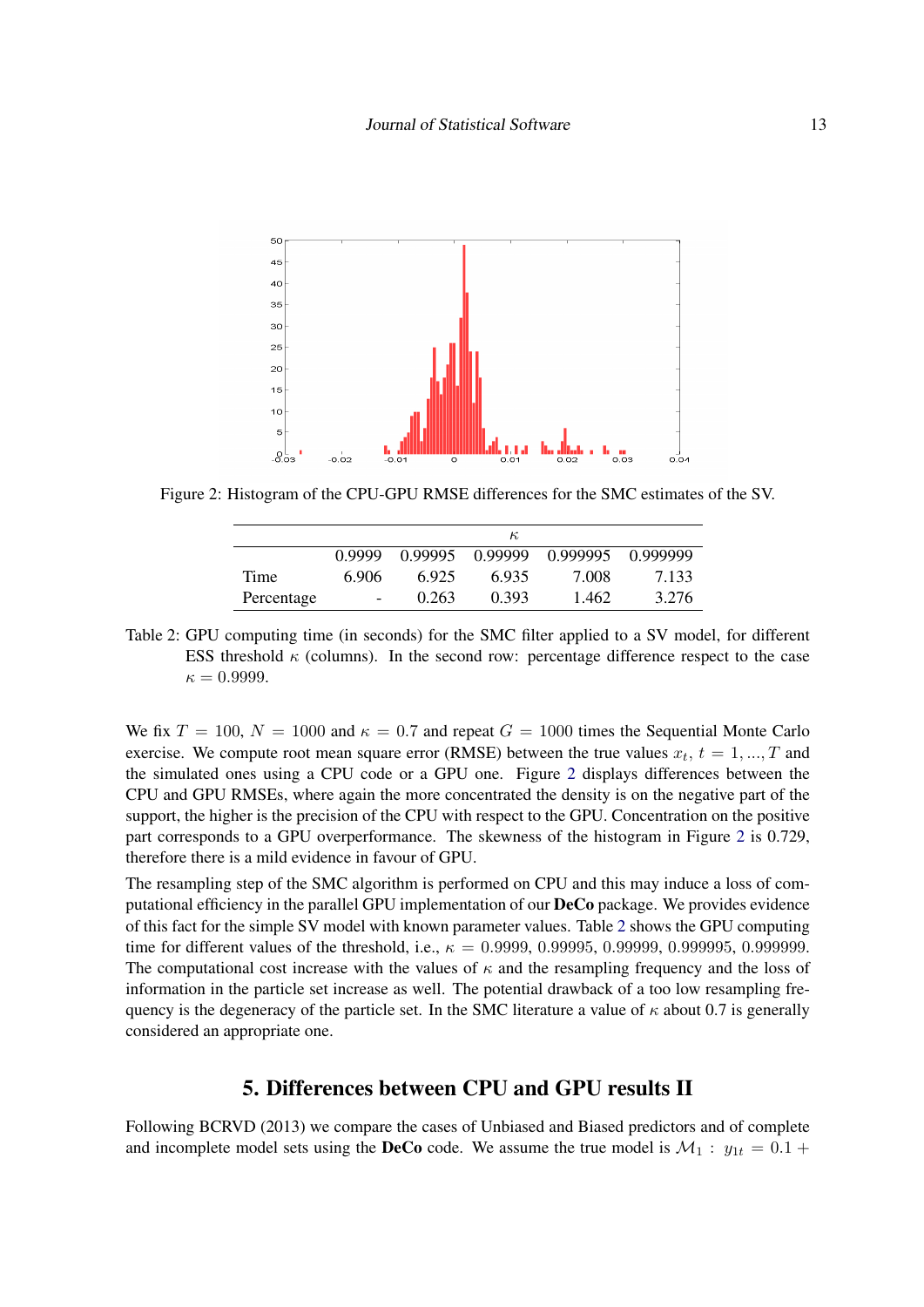Figure 2: Histogram of the CPU-GPU RMSE differences for the SMC estimates of the SV.

| | $\kappa$ | | | | |
|---|---|---|---|---|---|
| | 0.9999 | 0.99995 | 0.99999 | 0.999995 | 0.999999 |
| Time | 6.906 | 6.925 | 6.935 | 7.008 | 7.133 |
| Percentage | - | 0.263 | 0.393 | 1.462 | 3.276 |

Table 2: GPU computing time (in seconds) for the SMC filter applied to a SV model, for different ESS threshold $\kappa$ (columns). In the second row: percentage difference respect to the case $\kappa = 0.9999$.

We fix $T = 100$, $N = 1000$ and $\kappa = 0.7$ and repeat $G = 1000$ times the Sequential Monte Carlo exercise. We compute root mean square error (RMSE) between the true values $x_t$, $t = 1, ..., T$ and the simulated ones using a CPU code or a GPU one. Figure 2 displays differences between the CPU and GPU RMSEs, where again the more concentrated the density is on the negative part of the support, the higher is the precision of the CPU with respect to the GPU. Concentration on the positive part corresponds to a GPU overperformance. The skewness of the histogram in Figure 2 is 0.729, therefore there is a mild evidence in favour of GPU.

The resampling step of the SMC algorithm is performed on CPU and this may induce a loss of computational efficiency in the parallel GPU implementation of our **DeCo** package. We provides evidence of this fact for the simple SV model with known parameter values. Table 2 shows the GPU computing time for different values of the threshold, i.e., $\kappa = 0.9999, 0.99995, 0.99999, 0.999995, 0.999999$. The computational cost increase with the values of $\kappa$ and the resampling frequency and the loss of information in the particle set increase as well. The potential drawback of a too low resampling frequency is the degeneracy of the particle set. In the SMC literature a value of $\kappa$ about 0.7 is generally considered an appropriate one.

# 5. Differences between CPU and GPU results II

Following BCRVD (2013) we compare the cases of Unbiased and Biased predictors and of complete and incomplete model sets using the **DeCo** code. We assume the true model is $\mathcal{M}_1 : y_{1t} = 0.1 +$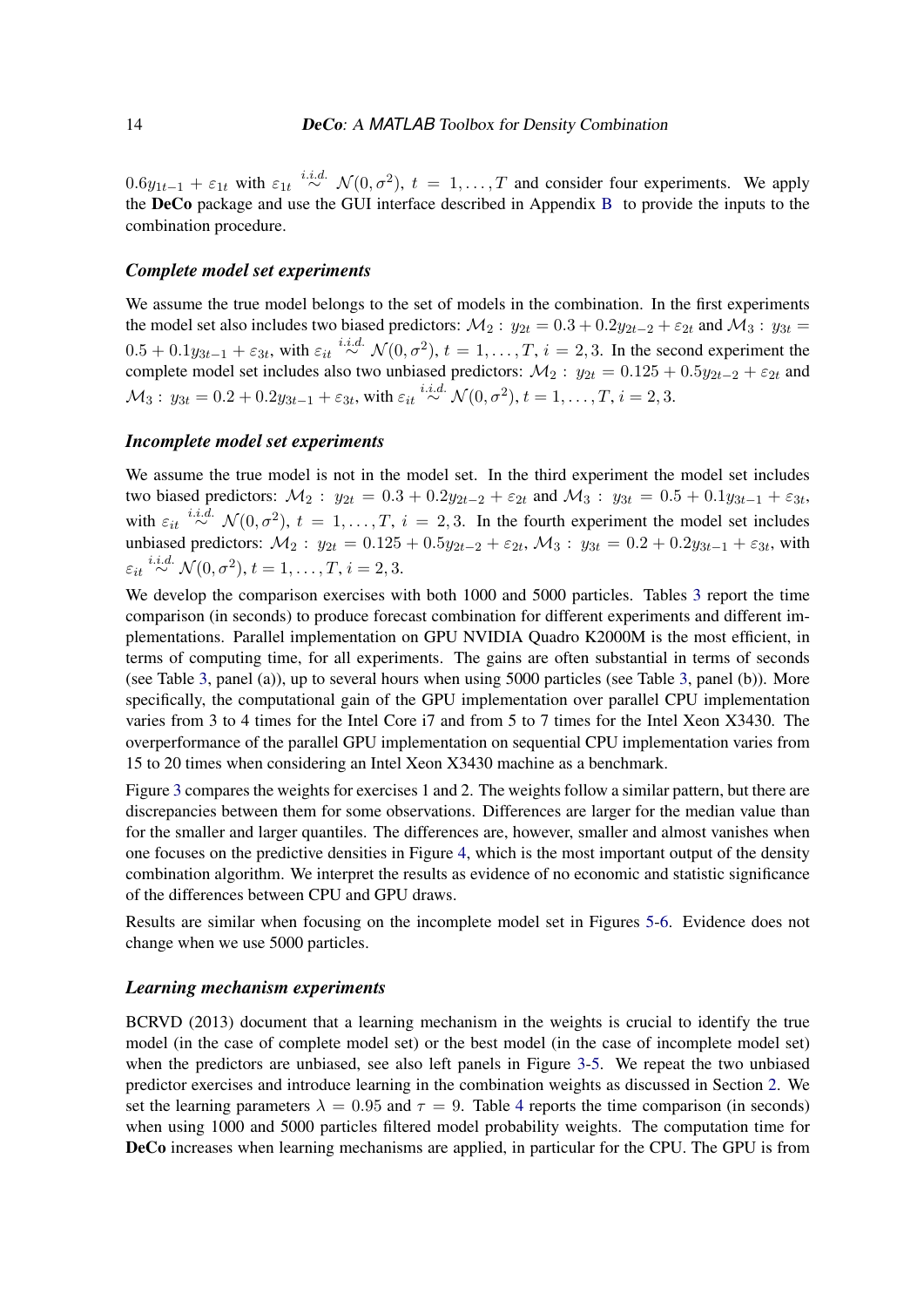$0.6y_{1t-1} + \varepsilon_{1t}$ with $\varepsilon_{1t} \overset{i.i.d.}{\sim} \mathcal{N}(0, \sigma^2)$, $t = 1, \ldots, T$ and consider four experiments. We apply the **DeCo** package and use the GUI interface described in Appendix B to provide the inputs to the combination procedure.

### *Complete model set experiments*

We assume the true model belongs to the set of models in the combination. In the first experiments the model set also includes two biased predictors: $\mathcal{M}_2 : y_{2t} = 0.3 + 0.2y_{2t-2} + \varepsilon_{2t}$ and $\mathcal{M}_3 : y_{3t} = 0.5 + 0.1y_{3t-1} + \varepsilon_{3t}$, with $\varepsilon_{it} \overset{i.i.d.}{\sim} \mathcal{N}(0, \sigma^2)$, $t = 1, \ldots, T$, $i = 2, 3$. In the second experiment the complete model set includes also two unbiased predictors: $\mathcal{M}_2 : y_{2t} = 0.125 + 0.5y_{2t-2} + \varepsilon_{2t}$ and $\mathcal{M}_3 : y_{3t} = 0.2 + 0.2y_{3t-1} + \varepsilon_{3t}$, with $\varepsilon_{it} \overset{i.i.d.}{\sim} \mathcal{N}(0, \sigma^2)$, $t = 1, \ldots, T$, $i = 2, 3$.

### *Incomplete model set experiments*

We assume the true model is not in the model set. In the third experiment the model set includes two biased predictors: $\mathcal{M}_2 : y_{2t} = 0.3 + 0.2y_{2t-2} + \varepsilon_{2t}$ and $\mathcal{M}_3 : y_{3t} = 0.5 + 0.1y_{3t-1} + \varepsilon_{3t}$, with $\varepsilon_{it} \overset{i.i.d.}{\sim} \mathcal{N}(0, \sigma^2)$, $t = 1, \ldots, T$, $i = 2, 3$. In the fourth experiment the model set includes unbiased predictors: $\mathcal{M}_2 : y_{2t} = 0.125 + 0.5y_{2t-2} + \varepsilon_{2t}$, $\mathcal{M}_3 : y_{3t} = 0.2 + 0.2y_{3t-1} + \varepsilon_{3t}$, with $\varepsilon_{it} \overset{i.i.d.}{\sim} \mathcal{N}(0, \sigma^2)$, $t = 1, \ldots, T$, $i = 2, 3$.

We develop the comparison exercises with both 1000 and 5000 particles. Tables 3 report the time comparison (in seconds) to produce forecast combination for different experiments and different implementations. Parallel implementation on GPU NVIDIA Quadro K2000M is the most efficient, in terms of computing time, for all experiments. The gains are often substantial in terms of seconds (see Table 3, panel (a)), up to several hours when using 5000 particles (see Table 3, panel (b)). More specifically, the computational gain of the GPU implementation over parallel CPU implementation varies from 3 to 4 times for the Intel Core i7 and from 5 to 7 times for the Intel Xeon X3430. The overperformance of the parallel GPU implementation on sequential CPU implementation varies from 15 to 20 times when considering an Intel Xeon X3430 machine as a benchmark.

Figure 3 compares the weights for exercises 1 and 2. The weights follow a similar pattern, but there are discrepancies between them for some observations. Differences are larger for the median value than for the smaller and larger quantiles. The differences are, however, smaller and almost vanishes when one focuses on the predictive densities in Figure 4, which is the most important output of the density combination algorithm. We interpret the results as evidence of no economic and statistic significance of the differences between CPU and GPU draws.

Results are similar when focusing on the incomplete model set in Figures 5-6. Evidence does not change when we use 5000 particles.

### *Learning mechanism experiments*

BCRVD (2013) document that a learning mechanism in the weights is crucial to identify the true model (in the case of complete model set) or the best model (in the case of incomplete model set) when the predictors are unbiased, see also left panels in Figure 3-5. We repeat the two unbiased predictor exercises and introduce learning in the combination weights as discussed in Section 2. We set the learning parameters $\lambda = 0.95$ and $\tau = 9$. Table 4 reports the time comparison (in seconds) when using 1000 and 5000 particles filtered model probability weights. The computation time for **DeCo** increases when learning mechanisms are applied, in particular for the CPU. The GPU is from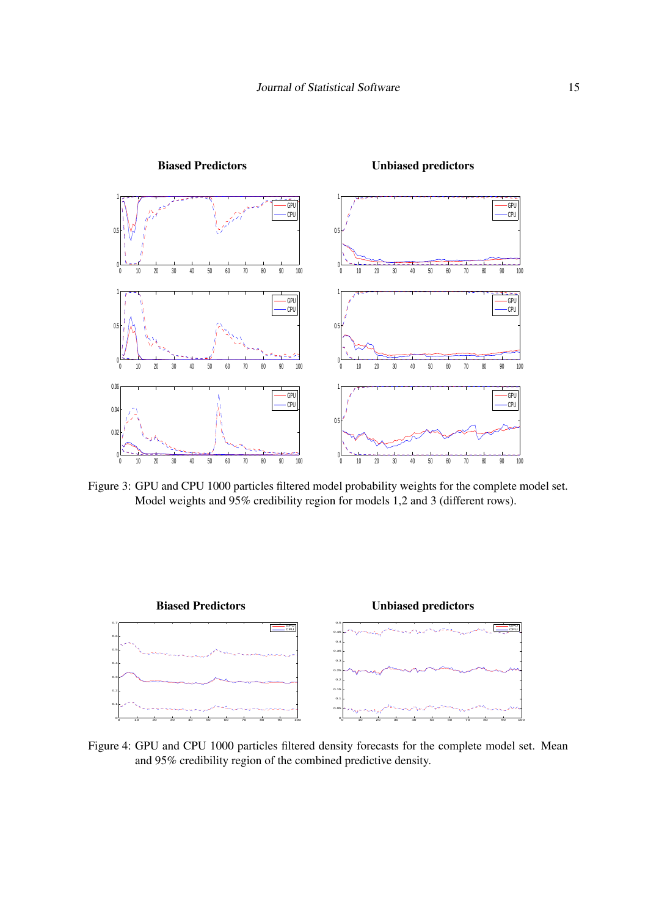Figure 3: GPU and CPU 1000 particles filtered model probability weights for the complete model set. Model weights and 95% credibility region for models 1,2 and 3 (different rows).

Figure 4: GPU and CPU 1000 particles filtered density forecasts for the complete model set. Mean and 95% credibility region of the combined predictive density.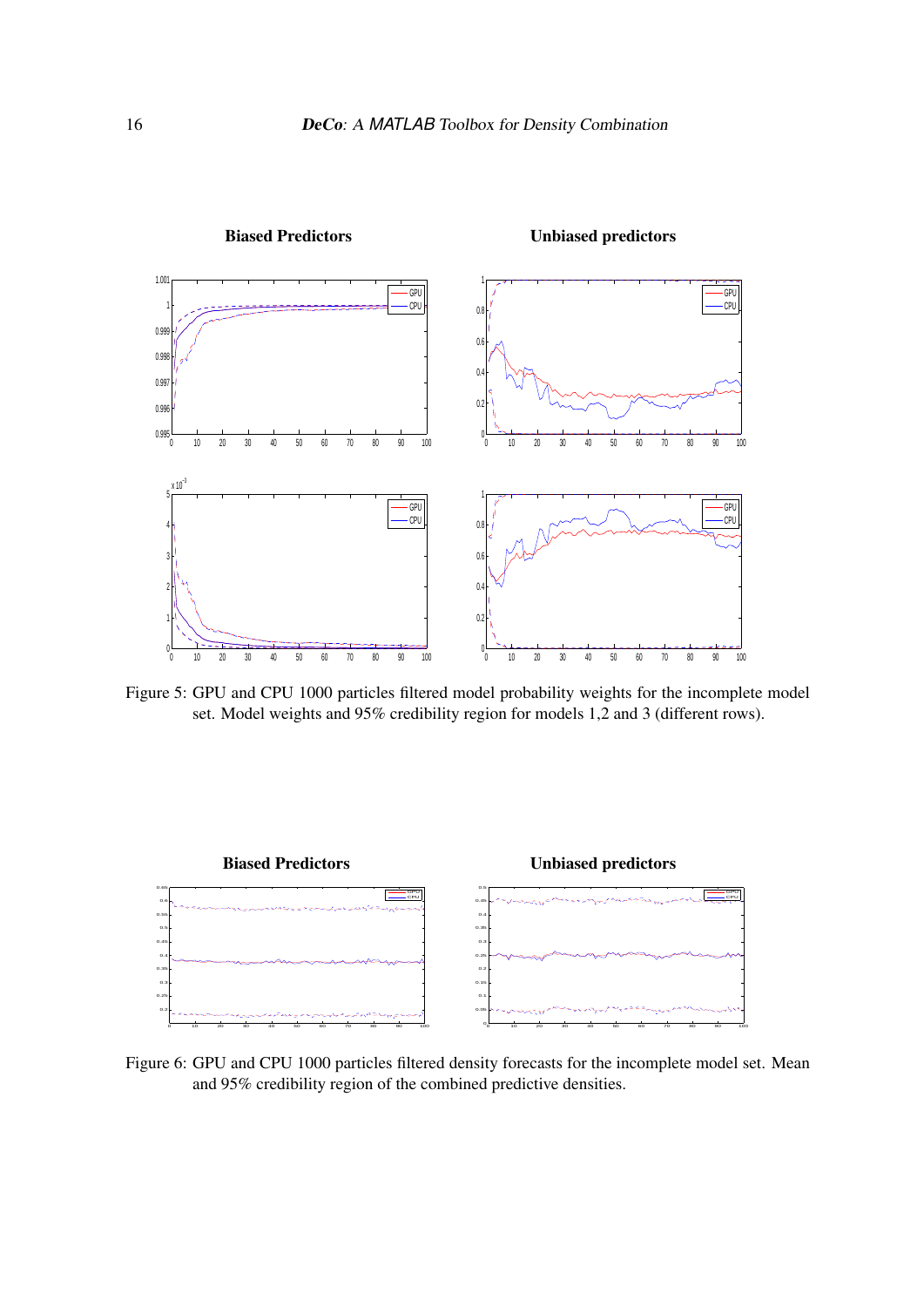Figure 5: GPU and CPU 1000 particles filtered model probability weights for the incomplete model set. Model weights and 95% credibility region for models 1,2 and 3 (different rows).

Figure 6: GPU and CPU 1000 particles filtered density forecasts for the incomplete model set. Mean and 95% credibility region of the combined predictive densities.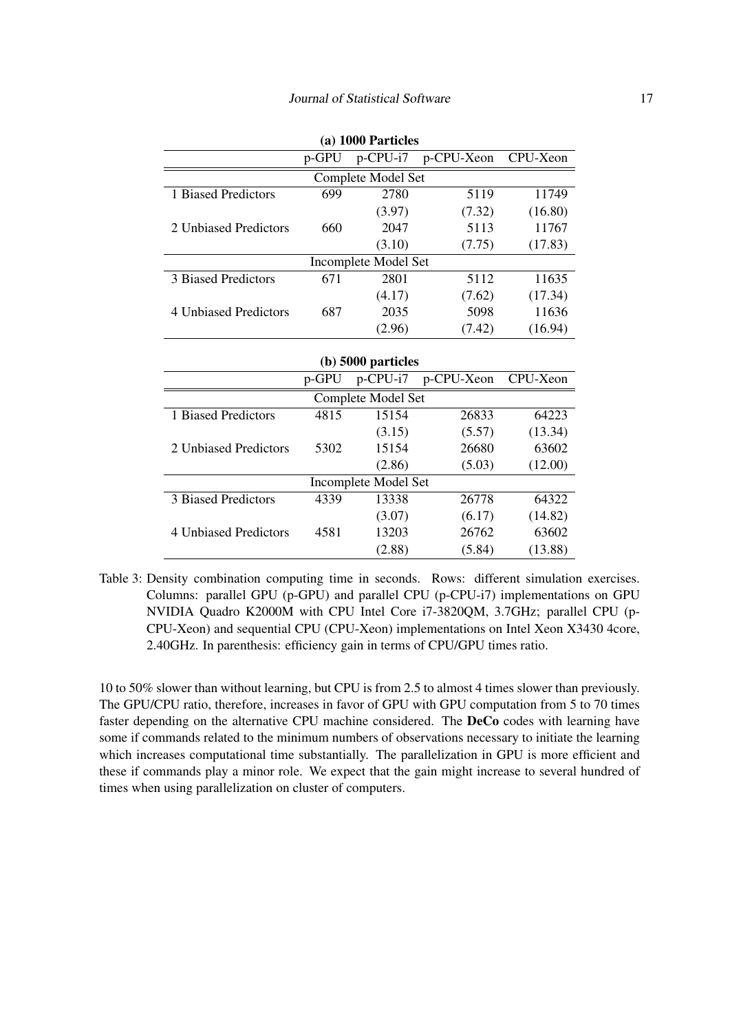**(a) 1000 Particles**

| | p-GPU | p-CPU-i7 | p-CPU-Xeon | CPU-Xeon |
|---|---|---|---|---|
| Complete Model Set | | | | |
| 1 Biased Predictors | 699 | 2780 | 5119 | 11749 |
| | | (3.97) | (7.32) | (16.80) |
| 2 Unbiased Predictors | 660 | 2047 | 5113 | 11767 |
| | | (3.10) | (7.75) | (17.83) |
| Incomplete Model Set | | | | |
| 3 Biased Predictors | 671 | 2801 | 5112 | 11635 |
| | | (4.17) | (7.62) | (17.34) |
| 4 Unbiased Predictors | 687 | 2035 | 5098 | 11636 |
| | | (2.96) | (7.42) | (16.94) |

**(b) 5000 particles**

| | p-GPU | p-CPU-i7 | p-CPU-Xeon | CPU-Xeon |
|---|---|---|---|---|
| Complete Model Set | | | | |
| 1 Biased Predictors | 4815 | 15154 | 26833 | 64223 |
| | | (3.15) | (5.57) | (13.34) |
| 2 Unbiased Predictors | 5302 | 15154 | 26680 | 63602 |
| | | (2.86) | (5.03) | (12.00) |
| Incomplete Model Set | | | | |
| 3 Biased Predictors | 4339 | 13338 | 26778 | 64322 |
| | | (3.07) | (6.17) | (14.82) |
| 4 Unbiased Predictors | 4581 | 13203 | 26762 | 63602 |
| | | (2.88) | (5.84) | (13.88) |

Table 3: Density combination computing time in seconds. Rows: different simulation exercises. Columns: parallel GPU (p-GPU) and parallel CPU (p-CPU-i7) implementations on GPU NVIDIA Quadro K2000M with CPU Intel Core i7-3820QM, 3.7GHz; parallel CPU (p-CPU-Xeon) and sequential CPU (CPU-Xeon) implementations on Intel Xeon X3430 4core, 2.40GHz. In parenthesis: efficiency gain in terms of CPU/GPU times ratio.

10 to 50% slower than without learning, but CPU is from 2.5 to almost 4 times slower than previously. The GPU/CPU ratio, therefore, increases in favor of GPU with GPU computation from 5 to 70 times faster depending on the alternative CPU machine considered. The **DeCo** codes with learning have some if commands related to the minimum numbers of observations necessary to initiate the learning which increases computational time substantially. The parallelization in GPU is more efficient and these if commands play a minor role. We expect that the gain might increase to several hundred of times when using parallelization on cluster of computers.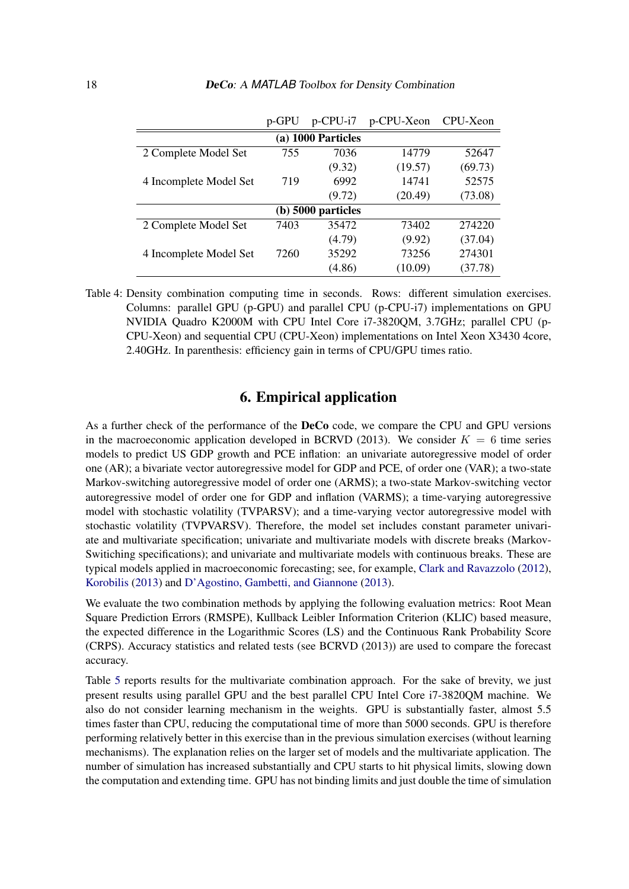|  | p-GPU | p-CPU-i7 | p-CPU-Xeon | CPU-Xeon |
|---|---|---|---|---|
| **(a) 1000 Particles** | | | | |
| 2 Complete Model Set | 755 | 7036 | 14779 | 52647 |
|  |  | (9.32) | (19.57) | (69.73) |
| 4 Incomplete Model Set | 719 | 6992 | 14741 | 52575 |
|  |  | (9.72) | (20.49) | (73.08) |
| **(b) 5000 particles** | | | | |
| 2 Complete Model Set | 7403 | 35472 | 73402 | 274220 |
|  |  | (4.79) | (9.92) | (37.04) |
| 4 Incomplete Model Set | 7260 | 35292 | 73256 | 274301 |
|  |  | (4.86) | (10.09) | (37.78) |

Table 4: Density combination computing time in seconds. Rows: different simulation exercises. Columns: parallel GPU (p-GPU) and parallel CPU (p-CPU-i7) implementations on GPU NVIDIA Quadro K2000M with CPU Intel Core i7-3820QM, 3.7GHz; parallel CPU (p-CPU-Xeon) and sequential CPU (CPU-Xeon) implementations on Intel Xeon X3430 4core, 2.40GHz. In parenthesis: efficiency gain in terms of CPU/GPU times ratio.

## 6. Empirical application

As a further check of the performance of the **DeCo** code, we compare the CPU and GPU versions in the macroeconomic application developed in BCRVD (2013). We consider $K = 6$ time series models to predict US GDP growth and PCE inflation: an univariate autoregressive model of order one (AR); a bivariate vector autoregressive model for GDP and PCE, of order one (VAR); a two-state Markov-switching autoregressive model of order one (ARMS); a two-state Markov-switching vector autoregressive model of order one for GDP and inflation (VARMS); a time-varying autoregressive model with stochastic volatility (TVPARSV); and a time-varying vector autoregressive model with stochastic volatility (TVPVARSV). Therefore, the model set includes constant parameter univariate and multivariate specification; univariate and multivariate models with discrete breaks (Markov-Switiching specifications); and univariate and multivariate models with continuous breaks. These are typical models applied in macroeconomic forecasting; see, for example, Clark and Ravazzolo (2012), Korobilis (2013) and D'Agostino, Gambetti, and Giannone (2013).

We evaluate the two combination methods by applying the following evaluation metrics: Root Mean Square Prediction Errors (RMSPE), Kullback Leibler Information Criterion (KLIC) based measure, the expected difference in the Logarithmic Scores (LS) and the Continuous Rank Probability Score (CRPS). Accuracy statistics and related tests (see BCRVD (2013)) are used to compare the forecast accuracy.

Table 5 reports results for the multivariate combination approach. For the sake of brevity, we just present results using parallel GPU and the best parallel CPU Intel Core i7-3820QM machine. We also do not consider learning mechanism in the weights. GPU is substantially faster, almost 5.5 times faster than CPU, reducing the computational time of more than 5000 seconds. GPU is therefore performing relatively better in this exercise than in the previous simulation exercises (without learning mechanisms). The explanation relies on the larger set of models and the multivariate application. The number of simulation has increased substantially and CPU starts to hit physical limits, slowing down the computation and extending time. GPU has not binding limits and just double the time of simulation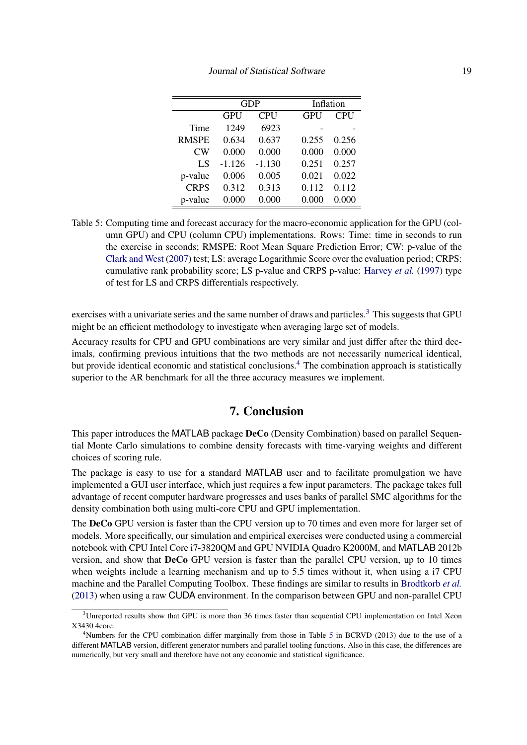| | GDP | | Inflation | |
|---|---|---|---|---|
| | GPU | CPU | GPU | CPU |
| Time | 1249 | 6923 | - | - |
| RMSPE | 0.634 | 0.637 | 0.255 | 0.256 |
| CW | 0.000 | 0.000 | 0.000 | 0.000 |
| LS | -1.126 | -1.130 | 0.251 | 0.257 |
| p-value | 0.006 | 0.005 | 0.021 | 0.022 |
| CRPS | 0.312 | 0.313 | 0.112 | 0.112 |
| p-value | 0.000 | 0.000 | 0.000 | 0.000 |

Table 5: Computing time and forecast accuracy for the macro-economic application for the GPU (column GPU) and CPU (column CPU) implementations. Rows: Time: time in seconds to run the exercise in seconds; RMSPE: Root Mean Square Prediction Error; CW: p-value of the Clark and West (2007) test; LS: average Logarithmic Score over the evaluation period; CRPS: cumulative rank probability score; LS p-value and CRPS p-value: Harvey *et al.* (1997) type of test for LS and CRPS differentials respectively.

exercises with a univariate series and the same number of draws and particles.[3] This suggests that GPU might be an efficient methodology to investigate when averaging large set of models.

Accuracy results for CPU and GPU combinations are very similar and just differ after the third decimals, confirming previous intuitions that the two methods are not necessarily numerical identical, but provide identical economic and statistical conclusions.[4] The combination approach is statistically superior to the AR benchmark for all the three accuracy measures we implement.

## 7. Conclusion

This paper introduces the MATLAB package **DeCo** (Density Combination) based on parallel Sequential Monte Carlo simulations to combine density forecasts with time-varying weights and different choices of scoring rule.

The package is easy to use for a standard MATLAB user and to facilitate promulgation we have implemented a GUI user interface, which just requires a few input parameters. The package takes full advantage of recent computer hardware progresses and uses banks of parallel SMC algorithms for the density combination both using multi-core CPU and GPU implementation.

The **DeCo** GPU version is faster than the CPU version up to 70 times and even more for larger set of models. More specifically, our simulation and empirical exercises were conducted using a commercial notebook with CPU Intel Core i7-3820QM and GPU NVIDIA Quadro K2000M, and MATLAB 2012b version, and show that **DeCo** GPU version is faster than the parallel CPU version, up to 10 times when weights include a learning mechanism and up to 5.5 times without it, when using a i7 CPU machine and the Parallel Computing Toolbox. These findings are similar to results in Brodtkorb *et al.* (2013) when using a raw CUDA environment. In the comparison between GPU and non-parallel CPU

[3] Unreported results show that GPU is more than 36 times faster than sequential CPU implementation on Intel Xeon X3430 4core.

[4] Numbers for the CPU combination differ marginally from those in Table 5 in BCRVD (2013) due to the use of a different MATLAB version, different generator numbers and parallel tooling functions. Also in this case, the differences are numerically, but very small and therefore have not any economic and statistical significance.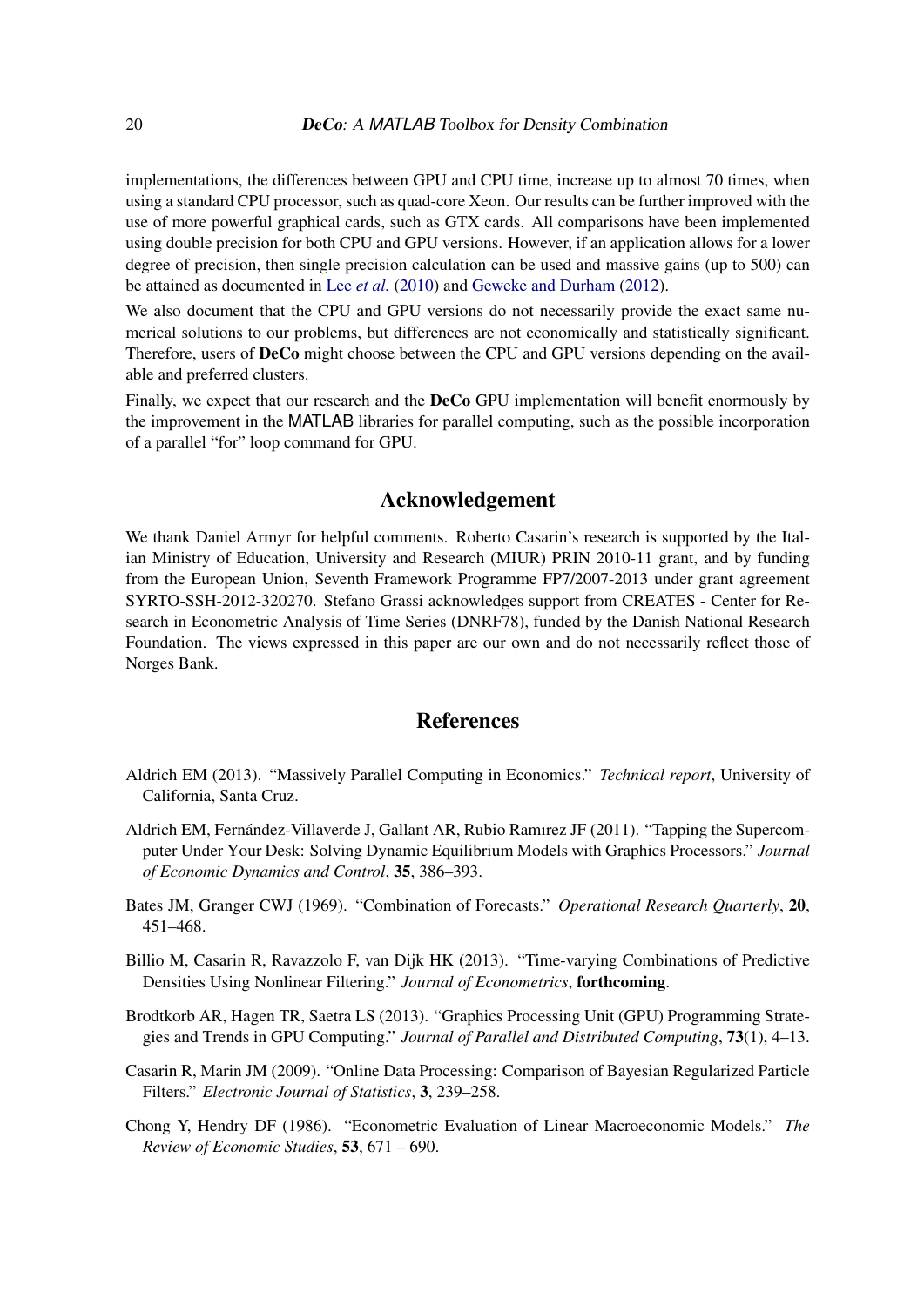implementations, the differences between GPU and CPU time, increase up to almost 70 times, when using a standard CPU processor, such as quad-core Xeon. Our results can be further improved with the use of more powerful graphical cards, such as GTX cards. All comparisons have been implemented using double precision for both CPU and GPU versions. However, if an application allows for a lower degree of precision, then single precision calculation can be used and massive gains (up to 500) can be attained as documented in Lee *et al.* (2010) and Geweke and Durham (2012).

We also document that the CPU and GPU versions do not necessarily provide the exact same numerical solutions to our problems, but differences are not economically and statistically significant. Therefore, users of **DeCo** might choose between the CPU and GPU versions depending on the available and preferred clusters.

Finally, we expect that our research and the **DeCo** GPU implementation will benefit enormously by the improvement in the MATLAB libraries for parallel computing, such as the possible incorporation of a parallel "for" loop command for GPU.

## Acknowledgement

We thank Daniel Armyr for helpful comments. Roberto Casarin's research is supported by the Italian Ministry of Education, University and Research (MIUR) PRIN 2010-11 grant, and by funding from the European Union, Seventh Framework Programme FP7/2007-2013 under grant agreement SYRTO-SSH-2012-320270. Stefano Grassi acknowledges support from CREATES - Center for Research in Econometric Analysis of Time Series (DNRF78), funded by the Danish National Research Foundation. The views expressed in this paper are our own and do not necessarily reflect those of Norges Bank.

## References

Aldrich EM (2013). "Massively Parallel Computing in Economics." *Technical report*, University of California, Santa Cruz.

Aldrich EM, Fernández-Villaverde J, Gallant AR, Rubio Ramırez JF (2011). "Tapping the Supercomputer Under Your Desk: Solving Dynamic Equilibrium Models with Graphics Processors." *Journal of Economic Dynamics and Control*, **35**, 386–393.

Bates JM, Granger CWJ (1969). "Combination of Forecasts." *Operational Research Quarterly*, **20**, 451–468.

Billio M, Casarin R, Ravazzolo F, van Dijk HK (2013). "Time-varying Combinations of Predictive Densities Using Nonlinear Filtering." *Journal of Econometrics*, **forthcoming**.

Brodtkorb AR, Hagen TR, Saetra LS (2013). "Graphics Processing Unit (GPU) Programming Strategies and Trends in GPU Computing." *Journal of Parallel and Distributed Computing*, **73**(1), 4–13.

Casarin R, Marin JM (2009). "Online Data Processing: Comparison of Bayesian Regularized Particle Filters." *Electronic Journal of Statistics*, **3**, 239–258.

Chong Y, Hendry DF (1986). "Econometric Evaluation of Linear Macroeconomic Models." *The Review of Economic Studies*, **53**, 671 – 690.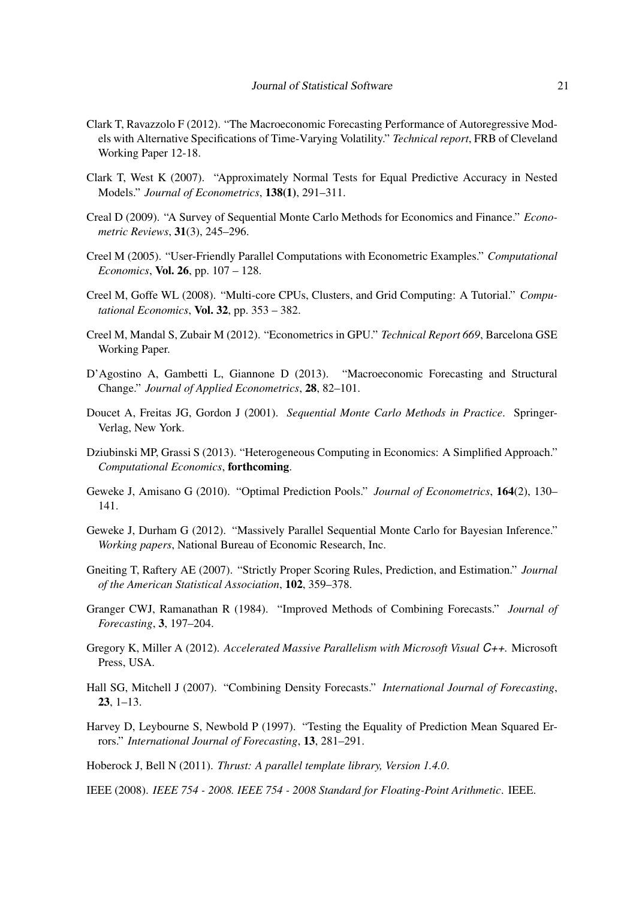Clark T, Ravazzolo F (2012). "The Macroeconomic Forecasting Performance of Autoregressive Models with Alternative Specifications of Time-Varying Volatility." *Technical report*, FRB of Cleveland Working Paper 12-18.

Clark T, West K (2007). "Approximately Normal Tests for Equal Predictive Accuracy in Nested Models." *Journal of Econometrics*, **138(1)**, 291–311.

Creal D (2009). "A Survey of Sequential Monte Carlo Methods for Economics and Finance." *Econometric Reviews*, **31**(3), 245–296.

Creel M (2005). "User-Friendly Parallel Computations with Econometric Examples." *Computational Economics*, **Vol. 26**, pp. 107 – 128.

Creel M, Goffe WL (2008). "Multi-core CPUs, Clusters, and Grid Computing: A Tutorial." *Computational Economics*, **Vol. 32**, pp. 353 – 382.

Creel M, Mandal S, Zubair M (2012). "Econometrics in GPU." *Technical Report 669*, Barcelona GSE Working Paper.

D'Agostino A, Gambetti L, Giannone D (2013). "Macroeconomic Forecasting and Structural Change." *Journal of Applied Econometrics*, **28**, 82–101.

Doucet A, Freitas JG, Gordon J (2001). *Sequential Monte Carlo Methods in Practice*. Springer-Verlag, New York.

Dziubinski MP, Grassi S (2013). "Heterogeneous Computing in Economics: A Simplified Approach." *Computational Economics*, **forthcoming**.

Geweke J, Amisano G (2010). "Optimal Prediction Pools." *Journal of Econometrics*, **164**(2), 130–141.

Geweke J, Durham G (2012). "Massively Parallel Sequential Monte Carlo for Bayesian Inference." *Working papers*, National Bureau of Economic Research, Inc.

Gneiting T, Raftery AE (2007). "Strictly Proper Scoring Rules, Prediction, and Estimation." *Journal of the American Statistical Association*, **102**, 359–378.

Granger CWJ, Ramanathan R (1984). "Improved Methods of Combining Forecasts." *Journal of Forecasting*, **3**, 197–204.

Gregory K, Miller A (2012). *Accelerated Massive Parallelism with Microsoft Visual C++*. Microsoft Press, USA.

Hall SG, Mitchell J (2007). "Combining Density Forecasts." *International Journal of Forecasting*, **23**, 1–13.

Harvey D, Leybourne S, Newbold P (1997). "Testing the Equality of Prediction Mean Squared Errors." *International Journal of Forecasting*, **13**, 281–291.

Hoberock J, Bell N (2011). *Thrust: A parallel template library, Version 1.4.0*.

IEEE (2008). *IEEE 754 - 2008. IEEE 754 - 2008 Standard for Floating-Point Arithmetic*. IEEE.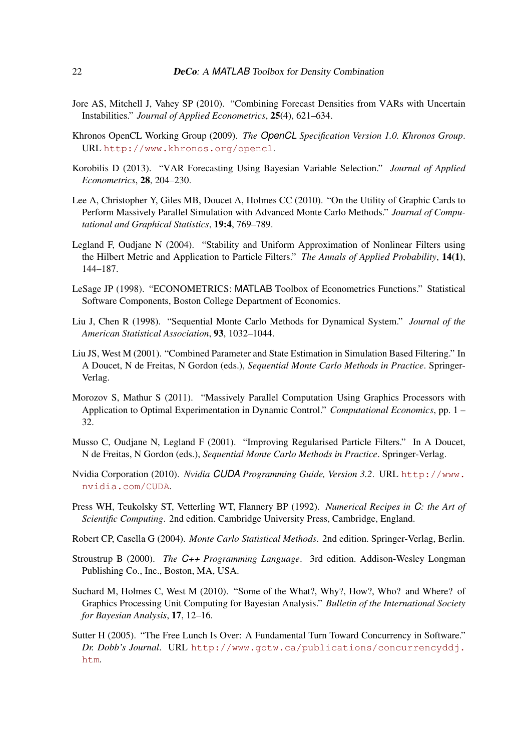Jore AS, Mitchell J, Vahey SP (2010). "Combining Forecast Densities from VARs with Uncertain Instabilities." *Journal of Applied Econometrics*, **25**(4), 621–634.

Khronos OpenCL Working Group (2009). *The OpenCL Specification Version 1.0. Khronos Group*. URL http://www.khronos.org/opencl.

Korobilis D (2013). "VAR Forecasting Using Bayesian Variable Selection." *Journal of Applied Econometrics*, **28**, 204–230.

Lee A, Christopher Y, Giles MB, Doucet A, Holmes CC (2010). "On the Utility of Graphic Cards to Perform Massively Parallel Simulation with Advanced Monte Carlo Methods." *Journal of Computational and Graphical Statistics*, **19:4**, 769–789.

Legland F, Oudjane N (2004). "Stability and Uniform Approximation of Nonlinear Filters using the Hilbert Metric and Application to Particle Filters." *The Annals of Applied Probability*, **14(1)**, 144–187.

LeSage JP (1998). "ECONOMETRICS: MATLAB Toolbox of Econometrics Functions." Statistical Software Components, Boston College Department of Economics.

Liu J, Chen R (1998). "Sequential Monte Carlo Methods for Dynamical System." *Journal of the American Statistical Association*, **93**, 1032–1044.

Liu JS, West M (2001). "Combined Parameter and State Estimation in Simulation Based Filtering." In A Doucet, N de Freitas, N Gordon (eds.), *Sequential Monte Carlo Methods in Practice*. Springer-Verlag.

Morozov S, Mathur S (2011). "Massively Parallel Computation Using Graphics Processors with Application to Optimal Experimentation in Dynamic Control." *Computational Economics*, pp. 1 – 32.

Musso C, Oudjane N, Legland F (2001). "Improving Regularised Particle Filters." In A Doucet, N de Freitas, N Gordon (eds.), *Sequential Monte Carlo Methods in Practice*. Springer-Verlag.

Nvidia Corporation (2010). *Nvidia CUDA Programming Guide, Version 3.2*. URL http://www.nvidia.com/CUDA.

Press WH, Teukolsky ST, Vetterling WT, Flannery BP (1992). *Numerical Recipes in C: the Art of Scientific Computing*. 2nd edition. Cambridge University Press, Cambridge, England.

Robert CP, Casella G (2004). *Monte Carlo Statistical Methods*. 2nd edition. Springer-Verlag, Berlin.

Stroustrup B (2000). *The C++ Programming Language*. 3rd edition. Addison-Wesley Longman Publishing Co., Inc., Boston, MA, USA.

Suchard M, Holmes C, West M (2010). "Some of the What?, Why?, How?, Who? and Where? of Graphics Processing Unit Computing for Bayesian Analysis." *Bulletin of the International Society for Bayesian Analysis*, **17**, 12–16.

Sutter H (2005). "The Free Lunch Is Over: A Fundamental Turn Toward Concurrency in Software." *Dr. Dobb's Journal*. URL http://www.gotw.ca/publications/concurrencyddj.htm.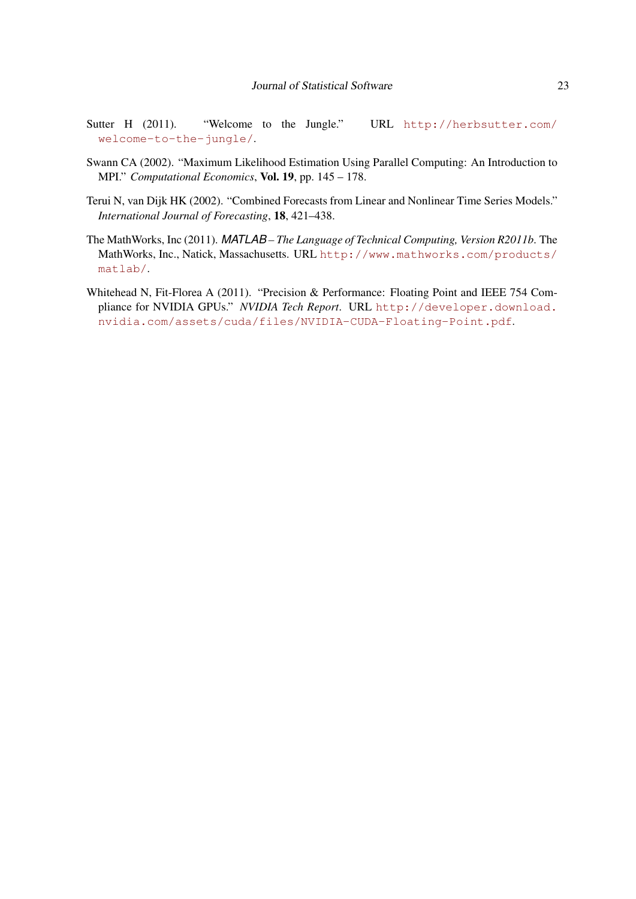Sutter H (2011). "Welcome to the Jungle." URL http://herbsutter.com/welcome-to-the-jungle/.

Swann CA (2002). "Maximum Likelihood Estimation Using Parallel Computing: An Introduction to MPI." *Computational Economics*, **Vol. 19**, pp. 145 – 178.

Terui N, van Dijk HK (2002). "Combined Forecasts from Linear and Nonlinear Time Series Models." *International Journal of Forecasting*, **18**, 421–438.

The MathWorks, Inc (2011). *MATLAB – The Language of Technical Computing, Version R2011b*. The MathWorks, Inc., Natick, Massachusetts. URL http://www.mathworks.com/products/matlab/.

Whitehead N, Fit-Florea A (2011). "Precision & Performance: Floating Point and IEEE 754 Compliance for NVIDIA GPUs." *NVIDIA Tech Report*. URL http://developer.download.nvidia.com/assets/cuda/files/NVIDIA-CUDA-Floating-Point.pdf.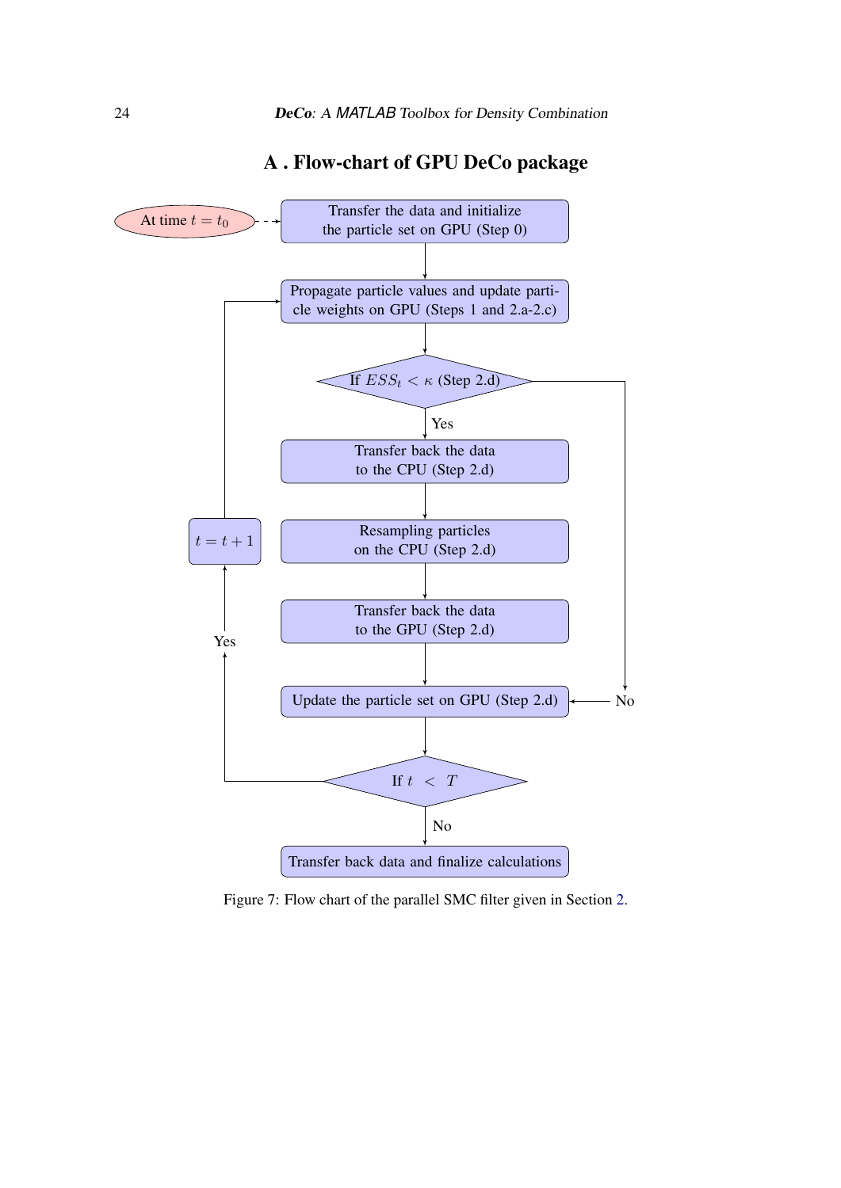# A . Flow-chart of GPU DeCo package

At time $t = t_0$ → Transfer the data and initialize the particle set on GPU (Step 0)

Propagate particle values and update particle weights on GPU (Steps 1 and 2.a-2.c)

If $ESS_t < \kappa$ (Step 2.d)

Yes

Transfer back the data to the CPU (Step 2.d)

Resampling particles on the CPU (Step 2.d)

Transfer back the data to the GPU (Step 2.d)

Update the particle set on GPU (Step 2.d) ← No

If $t < T$

Yes → $t = t + 1$

No

Transfer back data and finalize calculations

Figure 7: Flow chart of the parallel SMC filter given in Section 2.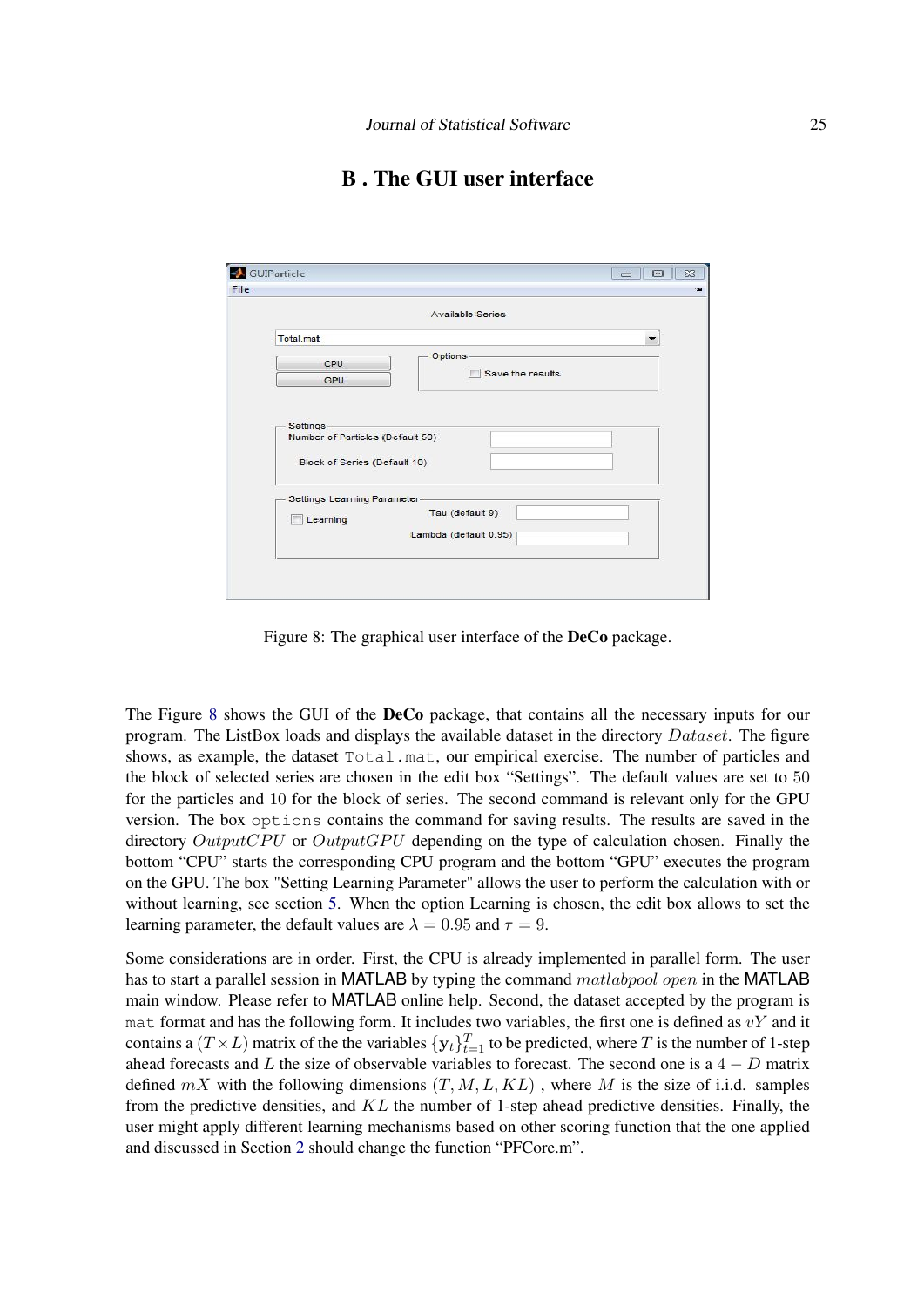# B . The GUI user interface

Figure 8: The graphical user interface of the **DeCo** package.

The Figure 8 shows the GUI of the **DeCo** package, that contains all the necessary inputs for our program. The ListBox loads and displays the available dataset in the directory $Dataset$. The figure shows, as example, the dataset `Total.mat`, our empirical exercise. The number of particles and the block of selected series are chosen in the edit box "Settings". The default values are set to 50 for the particles and 10 for the block of series. The second command is relevant only for the GPU version. The box `options` contains the command for saving results. The results are saved in the directory $OutputCPU$ or $OutputGPU$ depending on the type of calculation chosen. Finally the bottom "CPU" starts the corresponding CPU program and the bottom "GPU" executes the program on the GPU. The box "Setting Learning Parameter" allows the user to perform the calculation with or without learning, see section 5. When the option Learning is chosen, the edit box allows to set the learning parameter, the default values are $\lambda = 0.95$ and $\tau = 9$.

Some considerations are in order. First, the CPU is already implemented in parallel form. The user has to start a parallel session in MATLAB by typing the command $matlabpool\ open$ in the MATLAB main window. Please refer to MATLAB online help. Second, the dataset accepted by the program is `mat` format and has the following form. It includes two variables, the first one is defined as $vY$ and it contains a $(T \times L)$ matrix of the the variables $\{\mathbf{y}_t\}_{t=1}^{T}$ to be predicted, where $T$ is the number of 1-step ahead forecasts and $L$ the size of observable variables to forecast. The second one is a $4 - D$ matrix defined $mX$ with the following dimensions $(T, M, L, KL)$ , where $M$ is the size of i.i.d. samples from the predictive densities, and $KL$ the number of 1-step ahead predictive densities. Finally, the user might apply different learning mechanisms based on other scoring function that the one applied and discussed in Section 2 should change the function "PFCore.m".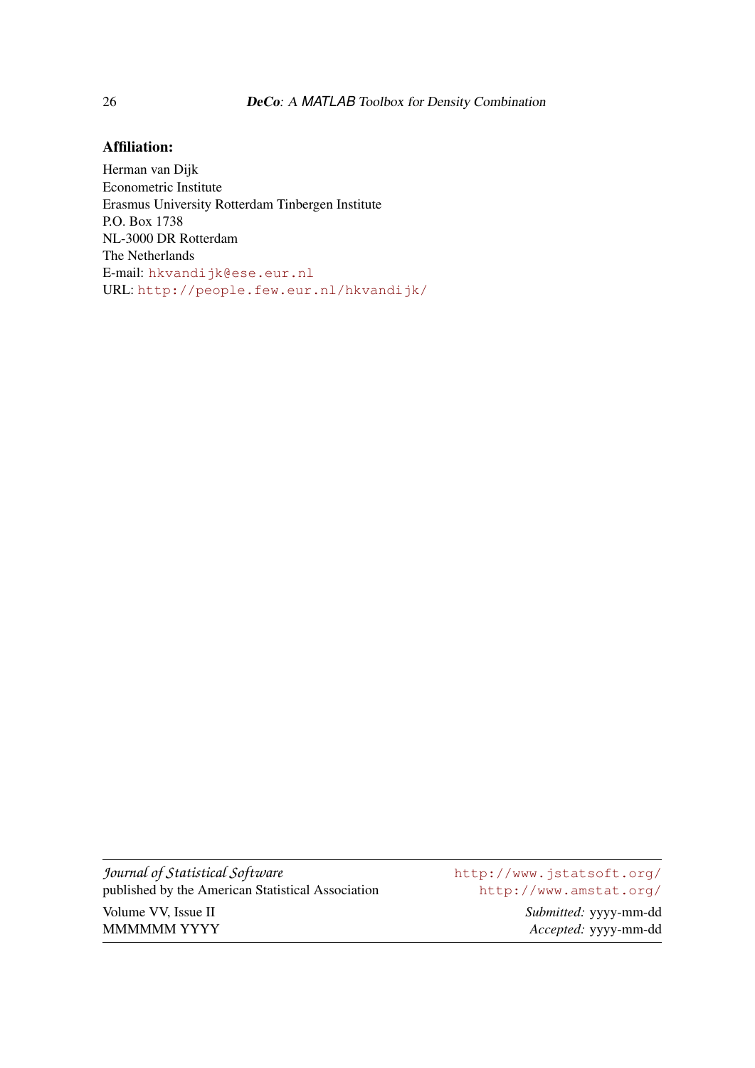**Affiliation:**

Herman van Dijk
Econometric Institute
Erasmus University Rotterdam Tinbergen Institute
P.O. Box 1738
NL-3000 DR Rotterdam
The Netherlands
E-mail: hkvandijk@ese.eur.nl
URL: http://people.few.eur.nl/hkvandijk/

*Journal of Statistical Software* http://www.jstatsoft.org/
published by the American Statistical Association http://www.amstat.org/
Volume VV, Issue II *Submitted:* yyyy-mm-dd
MMMMMM YYYY *Accepted:* yyyy-mm-dd